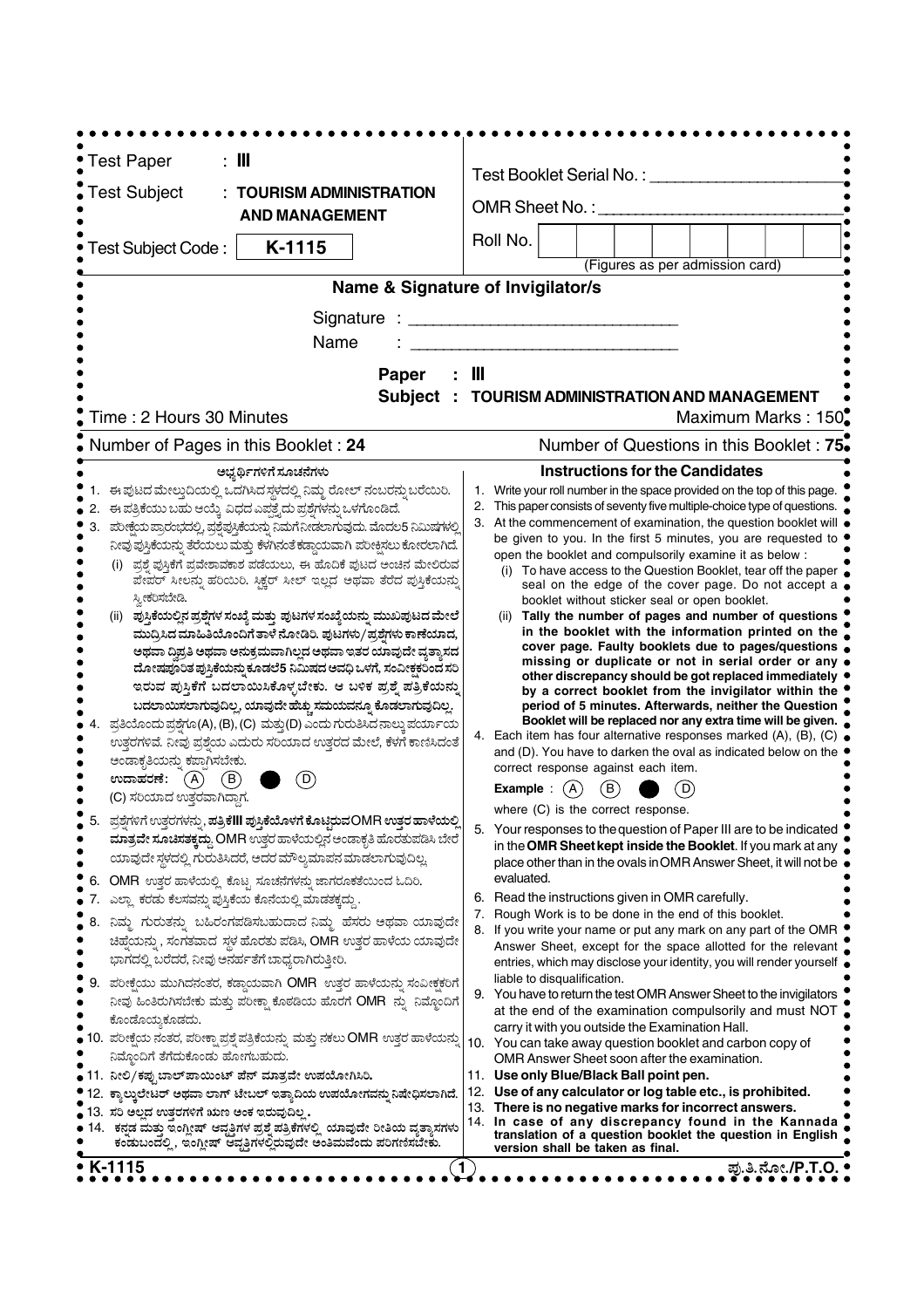Test Paper : III

Test Subject : TOURISM ADMINISTRATION AND MANAGEMENT

Test Subject Code : **K-1115**

Test Booklet Serial No. : \_\_\_\_\_\_\_\_\_\_\_\_\_\_\_\_\_\_\_\_

OMR Sheet No. : \_\_\_\_\_\_\_\_\_\_\_\_\_\_\_\_\_\_\_\_\_\_\_\_\_\_

Roll No. | | | | | | | | |

(Figures as per admission card)

## Name & Signature of Invigilator/s

Signature : \_\_\_\_\_\_\_\_\_\_\_\_\_\_\_\_\_\_\_\_\_\_\_\_\_\_\_\_\_

Name : \_\_\_\_\_\_\_\_\_\_\_\_\_\_\_\_\_\_\_\_\_\_\_\_\_\_\_\_\_

**Paper : III**

**Subject : TOURISM ADMINISTRATION AND MANAGEMENT**

Time : 2 Hours 30 Minutes

Maximum Marks : 150

Number of Pages in this Booklet : 24

Number of Questions in this Booklet : 75

### ಅಭ್ಯರ್ಥಿಗಳಿಗೆ ಸೂಚನೆಗಳು

1. ಈ ಪುಟದ ಮೇಲ್ತುದಿಯಲ್ಲಿ ಒದಗಿಸಿದ ಸ್ಥಳದಲ್ಲಿ ನಿಮ್ಮ ರೋಲ್ ನಂಬರನ್ನು ಬರೆಯಿರಿ.
2. ಈ ಪತ್ರಿಕೆಯು ಬಹು ಆಯ್ಕೆ ವಿಧದ ಎಪ್ಪತ್ತೈದು ಪ್ರಶ್ನೆಗಳನ್ನು ಒಳಗೊಂಡಿದೆ.
3. ಪರೀಕ್ಷೆಯ ಪ್ರಾರಂಭದಲ್ಲಿ, ಪ್ರಶ್ನೆಪುಸ್ತಿಕೆಯನ್ನು ನಿಮಗೆ ನೀಡಲಾಗುವುದು. ಮೊದಲ 5 ನಿಮಿಷಗಳಲ್ಲಿ ನೀವು ಪುಸ್ತಿಕೆಯನ್ನು ತೆರೆಯಲು ಮತ್ತು ಕೆಳಗಿನಂತೆ ಕಡ್ಡಾಯವಾಗಿ ಪರೀಕ್ಷಿಸಲು ಕೋರಲಾಗಿದೆ.
   (i) ಪ್ರಶ್ನೆ ಪುಸ್ತಿಕೆಗೆ ಪ್ರವೇಶಾವಕಾಶ ಪಡೆಯಲು, ಈ ಹೊದಿಕೆ ಪುಟದ ಅಂಚಿನ ಮೇಲಿರುವ ಪೇಪರ್ ಸೀಲನ್ನು ಹರಿಯಿರಿ. ಸ್ಟಿಕ್ಕರ್ ಸೀಲ್ ಇಲ್ಲದ ಅಥವಾ ತೆರೆದ ಪುಸ್ತಿಕೆಯನ್ನು ಸ್ವೀಕರಿಸಬೇಡಿ.
   (ii) **ಪುಸ್ತಿಕೆಯಲ್ಲಿನ ಪ್ರಶ್ನೆಗಳ ಸಂಖ್ಯೆ ಮತ್ತು ಪುಟಗಳ ಸಂಖ್ಯೆಯನ್ನು ಮುಖಪುಟದ ಮೇಲೆ ಮುದ್ರಿಸಿದ ಮಾಹಿತಿಯೊಂದಿಗೆ ತಾಳೆ ನೋಡಿರಿ. ಪುಟಗಳು/ಪ್ರಶ್ನೆಗಳು ಕಾಣೆಯಾದ, ಅಥವಾ ದ್ವಿಪ್ರತಿ ಅಥವಾ ಅನುಕ್ರಮವಾಗಿಲ್ಲದ ಅಥವಾ ಇತರ ಯಾವುದೇ ವ್ಯತ್ಯಾಸದ ದೋಷಪೂರಿತ ಪುಸ್ತಿಕೆಯನ್ನು ಕೂಡಲೆ 5 ನಿಮಿಷದ ಅವಧಿ ಒಳಗೆ, ಸಂವೀಕ್ಷಕರಿಂದ ಸರಿ ಇರುವ ಪುಸ್ತಿಕೆಗೆ ಬದಲಾಯಿಸಿಕೊಳ್ಳಬೇಕು. ಆ ಬಳಿಕ ಪ್ರಶ್ನೆ ಪತ್ರಿಕೆಯನ್ನು ಬದಲಾಯಿಸಲಾಗುವುದಿಲ್ಲ, ಯಾವುದೇ ಹೆಚ್ಚು ಸಮಯವನ್ನೂ ಕೊಡಲಾಗುವುದಿಲ್ಲ.**
4. ಪ್ರತಿಯೊಂದು ಪ್ರಶ್ನೆಗೂ (A), (B), (C) ಮತ್ತು (D) ಎಂದು ಗುರುತಿಸಿದ ನಾಲ್ಕು ಪರ್ಯಾಯ ಉತ್ತರಗಳಿವೆ. ನೀವು ಪ್ರಶ್ನೆಯ ಎದುರು ಸರಿಯಾದ ಉತ್ತರದ ಮೇಲೆ, ಕೆಳಗೆ ಕಾಣಿಸಿದಂತೆ ಅಂಡಾಕೃತಿಯನ್ನು ಕಪ್ಪಾಗಿಸಬೇಕು.
   **ಉದಾಹರಣೆ :** (A) (B) ● (D)
   (C) ಸರಿಯಾದ ಉತ್ತರವಾಗಿದ್ದಾಗ.
5. ಪ್ರಶ್ನೆಗಳಿಗೆ ಉತ್ತರಗಳನ್ನು, **ಪತ್ರಿಕೆ III ಪುಸ್ತಿಕೆಯೊಳಗೆ ಕೊಟ್ಟಿರುವ OMR ಉತ್ತರ ಹಾಳೆಯಲ್ಲಿ ಮಾತ್ರವೇ ಸೂಚಿಸತಕ್ಕದ್ದು.** OMR ಉತ್ತರ ಹಾಳೆಯಲ್ಲಿನ ಅಂಡಾಕೃತಿ ಹೊರತುಪಡಿಸಿ ಬೇರೆ ಯಾವುದೇ ಸ್ಥಳದಲ್ಲಿ ಗುರುತಿಸಿದರೆ, ಅದರ ಮೌಲ್ಯಮಾಪನ ಮಾಡಲಾಗುವುದಿಲ್ಲ.
6. OMR ಉತ್ತರ ಹಾಳೆಯಲ್ಲಿ ಕೊಟ್ಟ ಸೂಚನೆಗಳನ್ನು ಜಾಗರೂಕತೆಯಿಂದ ಓದಿರಿ.
7. ಎಲ್ಲಾ ಕರಡು ಕೆಲಸವನ್ನು ಪುಸ್ತಿಕೆಯ ಕೊನೆಯಲ್ಲಿ ಮಾಡತಕ್ಕದ್ದು.
8. ನಿಮ್ಮ ಗುರುತನ್ನು ಬಹಿರಂಗಪಡಿಸಬಹುದಾದ ನಿಮ್ಮ ಹೆಸರು ಅಥವಾ ಯಾವುದೇ ಚಿಹ್ನೆಯನ್ನು, ಸಂಗತವಾದ ಸ್ಥಳ ಹೊರತು ಪಡಿಸಿ, OMR ಉತ್ತರ ಹಾಳೆಯ ಯಾವುದೇ ಭಾಗದಲ್ಲಿ ಬರೆದರೆ, ನೀವು ಅನರ್ಹತೆಗೆ ಬಾಧ್ಯರಾಗಿರುತ್ತೀರಿ.
9. ಪರೀಕ್ಷೆಯು ಮುಗಿದನಂತರ, ಕಡ್ಡಾಯವಾಗಿ OMR ಉತ್ತರ ಹಾಳೆಯನ್ನು ಸಂವೀಕ್ಷಕರಿಗೆ ನೀವು ಹಿಂತಿರುಗಿಸಬೇಕು ಮತ್ತು ಪರೀಕ್ಷಾ ಕೊಠಡಿಯ ಹೊರಗೆ OMR ನ್ನು ನಿಮ್ಮೊಂದಿಗೆ ಕೊಂಡೊಯ್ಯಕೂಡದು.
10. ಪರೀಕ್ಷೆಯ ನಂತರ, ಪರೀಕ್ಷಾ ಪ್ರಶ್ನೆಪತ್ರಿಕೆಯನ್ನು ಮತ್ತು ನಕಲು OMR ಉತ್ತರ ಹಾಳೆಯನ್ನು ನಿಮ್ಮೊಂದಿಗೆ ತೆಗೆದುಕೊಂಡು ಹೋಗಬಹುದು.
11. **ನೀಲಿ/ಕಪ್ಪು ಬಾಲ್‌ಪಾಯಿಂಟ್ ಪೆನ್ ಮಾತ್ರವೇ ಉಪಯೋಗಿಸಿರಿ.**
12. **ಕ್ಯಾಲ್ಕುಲೇಟರ್ ಅಥವಾ ಲಾಗ್ ಟೇಬಲ್ ಇತ್ಯಾದಿಯ ಉಪಯೋಗವನ್ನು ನಿಷೇಧಿಸಲಾಗಿದೆ.**
13. **ಸರಿ ಅಲ್ಲದ ಉತ್ತರಗಳಿಗೆ ಋಣ ಅಂಕ ಇರುವುದಿಲ್ಲ.**
14. **ಕನ್ನಡ ಮತ್ತು ಇಂಗ್ಲೀಷ್ ಆವೃತ್ತಿಗಳ ಪ್ರಶ್ನೆ ಪತ್ರಿಕೆಗಳಲ್ಲಿ ಯಾವುದೇ ರೀತಿಯ ವ್ಯತ್ಯಾಸಗಳು ಕಂಡುಬಂದಲ್ಲಿ, ಇಂಗ್ಲೀಷ್ ಆವೃತ್ತಿಗಳಲ್ಲಿರುವುದೇ ಅಂತಿಮವೆಂದು ಪರಿಗಣಿಸಬೇಕು.**

### Instructions for the Candidates

1. Write your roll number in the space provided on the top of this page.
2. This paper consists of seventy five multiple-choice type of questions.
3. At the commencement of examination, the question booklet will be given to you. In the first 5 minutes, you are requested to open the booklet and compulsorily examine it as below :
   (i) To have access to the Question Booklet, tear off the paper seal on the edge of the cover page. Do not accept a booklet without sticker seal or open booklet.
   (ii) **Tally the number of pages and number of questions in the booklet with the information printed on the cover page. Faulty booklets due to pages/questions missing or duplicate or not in serial order or any other discrepancy should be got replaced immediately by a correct booklet from the invigilator within the period of 5 minutes. Afterwards, neither the Question Booklet will be replaced nor any extra time will be given.**
4. Each item has four alternative responses marked (A), (B), (C) and (D). You have to darken the oval as indicated below on the correct response against each item.
   **Example :** (A) (B) ● (D)
   where (C) is the correct response.
5. Your responses to the question of Paper III are to be indicated in the **OMR Sheet kept inside the Booklet**. If you mark at any place other than in the ovals in OMR Answer Sheet, it will not be evaluated.
6. Read the instructions given in OMR carefully.
7. Rough Work is to be done in the end of this booklet.
8. If you write your name or put any mark on any part of the OMR Answer Sheet, except for the space allotted for the relevant entries, which may disclose your identity, you will render yourself liable to disqualification.
9. You have to return the test OMR Answer Sheet to the invigilators at the end of the examination compulsorily and must NOT carry it with you outside the Examination Hall.
10. You can take away question booklet and carbon copy of OMR Answer Sheet soon after the examination.
11. **Use only Blue/Black Ball point pen.**
12. **Use of any calculator or log table etc., is prohibited.**
13. **There is no negative marks for incorrect answers.**
14. **In case of any discrepancy found in the Kannada translation of a question booklet the question in English version shall be taken as final.**

K-1115

ಪು.ತಿ.ನೋ./P.T.O.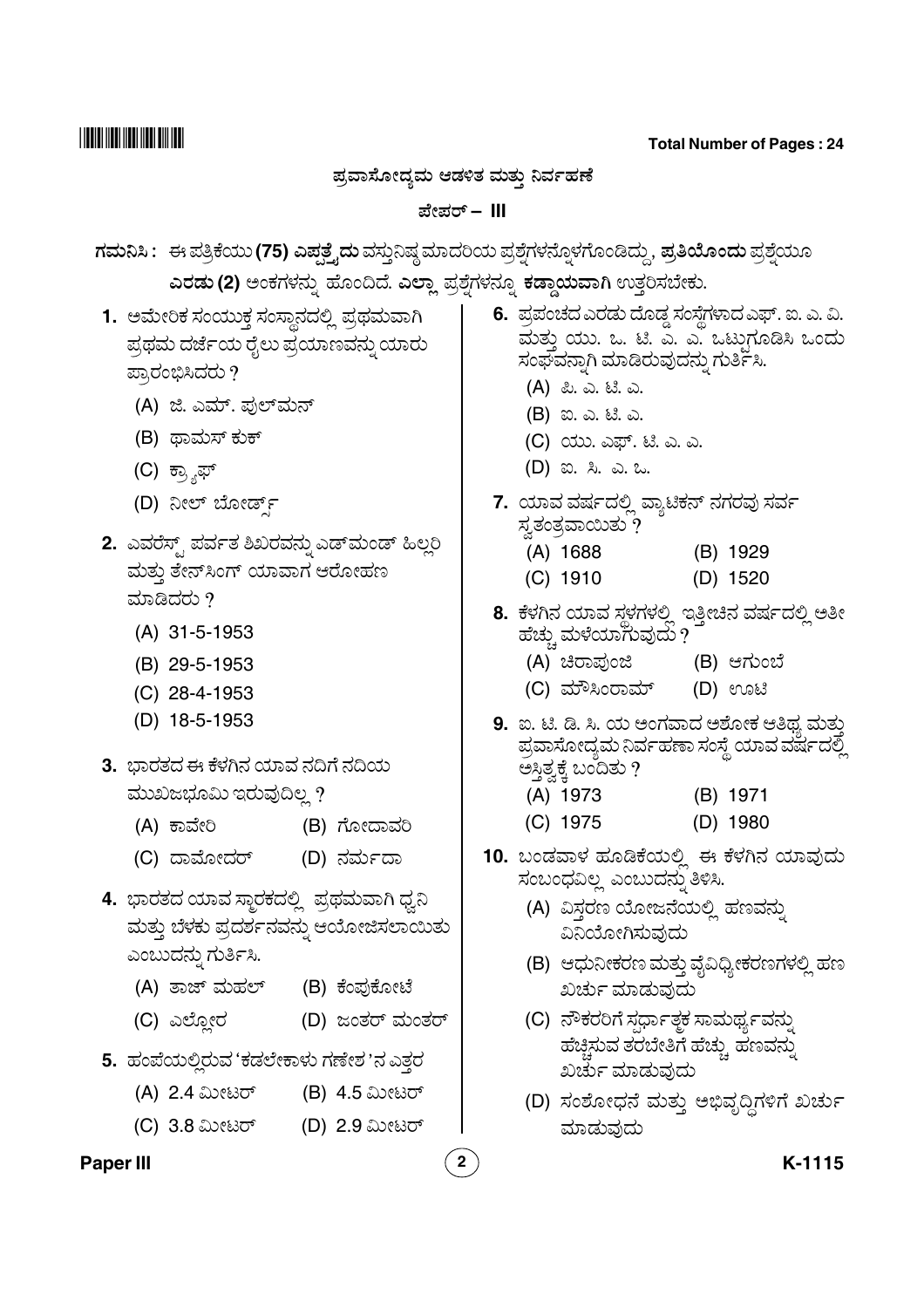# ಪ್ರವಾಸೋದ್ಯಮ ಆಡಳಿತ ಮತ್ತು ನಿರ್ವಹಣೆ

## ಪೇಪರ್ – III

**ಗಮನಿಸಿ :** ಈ ಪತ್ರಿಕೆಯು **(75) ಎಪ್ಪತ್ತೈದು** ವಸ್ತುನಿಷ್ಠ ಮಾದರಿಯ ಪ್ರಶ್ನೆಗಳನ್ನೊಳಗೊಂಡಿದ್ದು, **ಪ್ರತಿಯೊಂದು** ಪ್ರಶ್ನೆಯೂ **ಎರಡು (2)** ಅಂಕಗಳನ್ನು ಹೊಂದಿದೆ. **ಎಲ್ಲಾ** ಪ್ರಶ್ನೆಗಳನ್ನೂ **ಕಡ್ಡಾಯವಾಗಿ** ಉತ್ತರಿಸಬೇಕು.

**1.** ಅಮೇರಿಕ ಸಂಯುಕ್ತ ಸಂಸ್ಥಾನದಲ್ಲಿ ಪ್ರಥಮವಾಗಿ ಪ್ರಥಮ ದರ್ಜೆಯ ರೈಲು ಪ್ರಯಾಣವನ್ನು ಯಾರು ಪ್ರಾರಂಭಿಸಿದರು ?

(A) ಜಿ. ಎಮ್. ಫುಲ್‌ಮನ್

(B) ಥಾಮಸ್ ಕುಕ್

(C) ಕ್ರ್ಯಾಫ್

(D) ನೀಲ್ ಬೋರ್ಡ್ಸ್

**2.** ಎವರೆಸ್ಟ್ ಪರ್ವತ ಶಿಖರವನ್ನು ಎಡ್‌ಮಂಡ್ ಹಿಲ್ಲರಿ ಮತ್ತು ತೇನ್‌ಸಿಂಗ್ ಯಾವಾಗ ಆರೋಹಣ ಮಾಡಿದರು ?

(A) 31-5-1953

(B) 29-5-1953

(C) 28-4-1953

(D) 18-5-1953

**3.** ಭಾರತದ ಈ ಕೆಳಗಿನ ಯಾವ ನದಿಗೆ ನದಿಯ ಮುಖಜಭೂಮಿ ಇರುವುದಿಲ್ಲ ?

(A) ಕಾವೇರಿ (B) ಗೋದಾವರಿ

(C) ದಾಮೋದರ್ (D) ನರ್ಮದಾ

**4.** ಭಾರತದ ಯಾವ ಸ್ಮಾರಕದಲ್ಲಿ ಪ್ರಥಮವಾಗಿ ಧ್ವನಿ ಮತ್ತು ಬೆಳಕು ಪ್ರದರ್ಶನವನ್ನು ಆಯೋಜಿಸಲಾಯಿತು ಎಂಬುದನ್ನು ಗುರ್ತಿಸಿ.

(A) ತಾಜ್ ಮಹಲ್ (B) ಕೆಂಪುಕೋಟೆ

(C) ಎಲ್ಲೋರ (D) ಜಂತರ್ ಮಂತರ್

**5.** ಹಂಪೆಯಲ್ಲಿರುವ 'ಕಡಲೇಕಾಳು ಗಣೇಶ'ನ ಎತ್ತರ

(A) 2.4 ಮೀಟರ್ (B) 4.5 ಮೀಟರ್

(C) 3.8 ಮೀಟರ್ (D) 2.9 ಮೀಟರ್

**6.** ಪ್ರಪಂಚದ ಎರಡು ದೊಡ್ಡ ಸಂಸ್ಥೆಗಳಾದ ಎಫ್. ಐ. ಎ. ವಿ. ಮತ್ತು ಯು. ಒ. ಟಿ. ಎ. ಎ. ಒಟ್ಟುಗೂಡಿಸಿ ಒಂದು ಸಂಘವನ್ನಾಗಿ ಮಾಡಿರುವುದನ್ನು ಗುರ್ತಿಸಿ.

(A) ಪಿ. ಎ. ಟಿ. ಎ.

(B) ಐ. ಎ. ಟಿ. ಎ.

(C) ಯು. ಎಫ್. ಟಿ. ಎ. ಎ.

(D) ಐ. ಸಿ. ಎ. ಒ.

**7.** ಯಾವ ವರ್ಷದಲ್ಲಿ ವ್ಯಾಟಿಕನ್ ನಗರವು ಸರ್ವ ಸ್ವತಂತ್ರವಾಯಿತು ?

(A) 1688 (B) 1929

(C) 1910 (D) 1520

**8.** ಕೆಳಗಿನ ಯಾವ ಸ್ಥಳಗಳಲ್ಲಿ ಇತ್ತೀಚಿನ ವರ್ಷದಲ್ಲಿ ಅತೀ ಹೆಚ್ಚು ಮಳೆಯಾಗುವುದು ?

(A) ಚಿರಾಪುಂಜಿ (B) ಆಗುಂಬೆ

(C) ಮೌಸಿಂರಾಮ್ (D) ಊಟಿ

**9.** ಐ. ಟಿ. ಡಿ. ಸಿ. ಯ ಅಂಗವಾದ ಅಶೋಕ ಆತಿಥ್ಯ ಮತ್ತು ಪ್ರವಾಸೋದ್ಯಮ ನಿರ್ವಹಣಾ ಸಂಸ್ಥೆ ಯಾವ ವರ್ಷದಲ್ಲಿ ಅಸ್ತಿತ್ವಕ್ಕೆ ಬಂದಿತು ?

(A) 1973 (B) 1971

(C) 1975 (D) 1980

**10.** ಬಂಡವಾಳ ಹೂಡಿಕೆಯಲ್ಲಿ ಈ ಕೆಳಗಿನ ಯಾವುದು ಸಂಬಂಧವಿಲ್ಲ ಎಂಬುದನ್ನು ತಿಳಿಸಿ.

(A) ವಿಸ್ತರಣ ಯೋಜನೆಯಲ್ಲಿ ಹಣವನ್ನು ವಿನಿಯೋಗಿಸುವುದು

(B) ಆಧುನೀಕರಣ ಮತ್ತು ವೈವಿಧ್ಯೀಕರಣಗಳಲ್ಲಿ ಹಣ ಖರ್ಚು ಮಾಡುವುದು

(C) ನೌಕರರಿಗೆ ಸ್ಪರ್ಧಾತ್ಮಕ ಸಾಮರ್ಥ್ಯವನ್ನು ಹೆಚ್ಚಿಸುವ ತರಬೇತಿಗೆ ಹೆಚ್ಚು ಹಣವನ್ನು ಖರ್ಚು ಮಾಡುವುದು

(D) ಸಂಶೋಧನೆ ಮತ್ತು ಅಭಿವೃದ್ಧಿಗಳಿಗೆ ಖರ್ಚು ಮಾಡುವುದು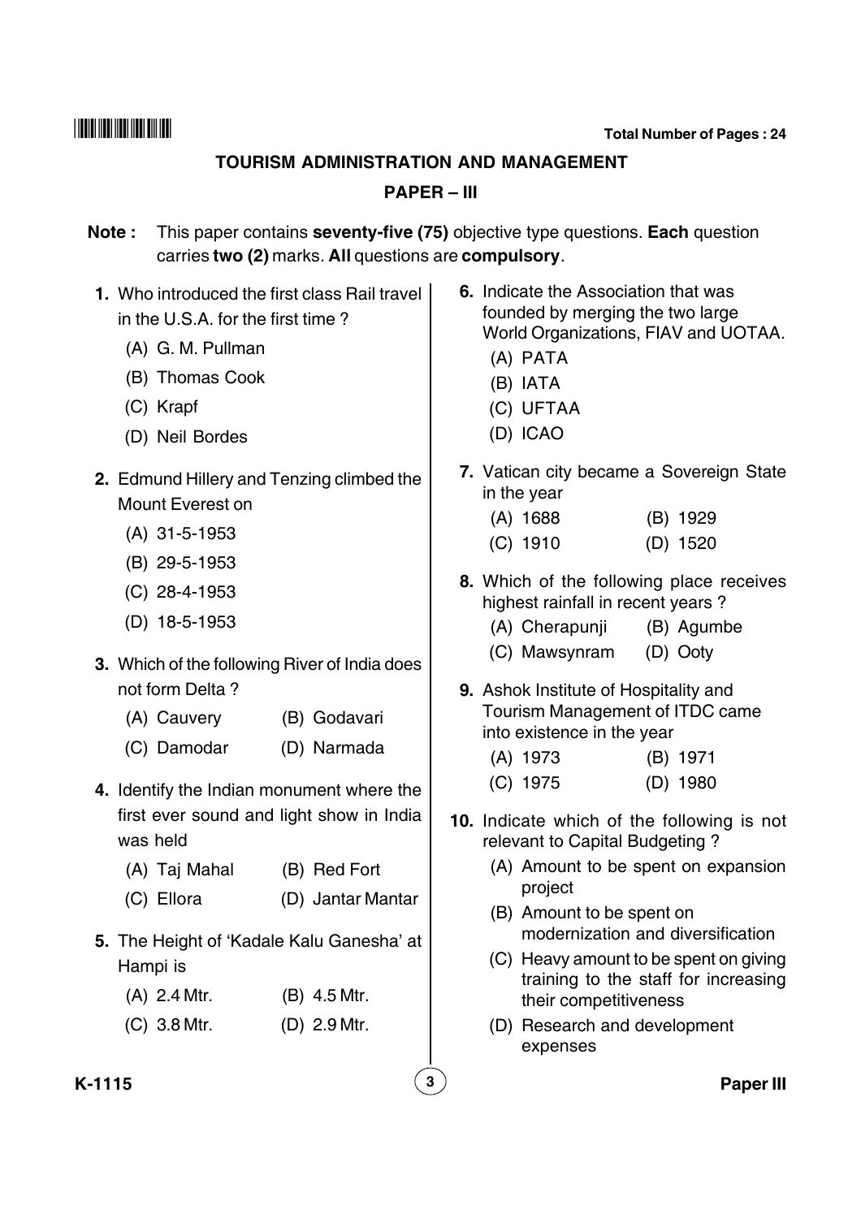## TOURISM ADMINISTRATION AND MANAGEMENT

### PAPER – III

**Note :** This paper contains **seventy-five (75)** objective type questions. **Each** question carries **two (2)** marks. **All** questions are **compulsory**.

**1.** Who introduced the first class Rail travel in the U.S.A. for the first time ?

(A) G. M. Pullman

(B) Thomas Cook

(C) Krapf

(D) Neil Bordes

**2.** Edmund Hillery and Tenzing climbed the Mount Everest on

(A) 31-5-1953

(B) 29-5-1953

(C) 28-4-1953

(D) 18-5-1953

**3.** Which of the following River of India does not form Delta ?

(A) Cauvery (B) Godavari

(C) Damodar (D) Narmada

**4.** Identify the Indian monument where the first ever sound and light show in India was held

(A) Taj Mahal (B) Red Fort

(C) Ellora (D) Jantar Mantar

**5.** The Height of 'Kadale Kalu Ganesha' at Hampi is

(A) 2.4 Mtr. (B) 4.5 Mtr.

(C) 3.8 Mtr. (D) 2.9 Mtr.

**6.** Indicate the Association that was founded by merging the two large World Organizations, FIAV and UOTAA.

(A) PATA

(B) IATA

(C) UFTAA

(D) ICAO

**7.** Vatican city became a Sovereign State in the year

(A) 1688 (B) 1929

(C) 1910 (D) 1520

**8.** Which of the following place receives highest rainfall in recent years ?

(A) Cherapunji (B) Agumbe

(C) Mawsynram (D) Ooty

**9.** Ashok Institute of Hospitality and Tourism Management of ITDC came into existence in the year

(A) 1973 (B) 1971

(C) 1975 (D) 1980

**10.** Indicate which of the following is not relevant to Capital Budgeting ?

(A) Amount to be spent on expansion project

(B) Amount to be spent on modernization and diversification

(C) Heavy amount to be spent on giving training to the staff for increasing their competitiveness

(D) Research and development expenses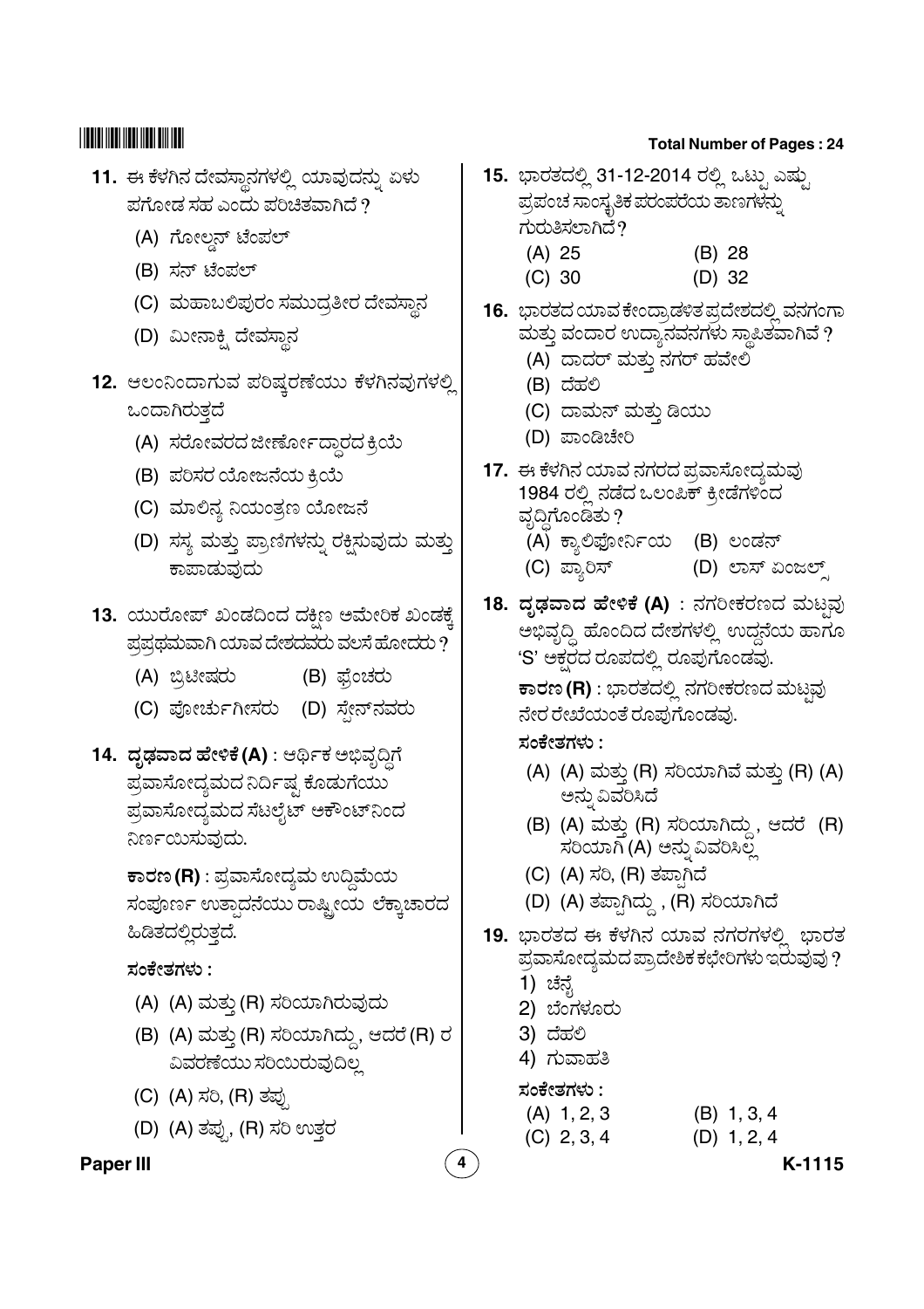**11.** ಈ ಕೆಳಗಿನ ದೇವಸ್ಥಾನಗಳಲ್ಲಿ ಯಾವುದನ್ನು ಏಳು ಪಗೋಡ ಸಹ ಎಂದು ಪರಿಚಿತವಾಗಿದೆ ?

(A) ಗೋಲ್ಡನ್ ಟೆಂಪಲ್

(B) ಸನ್ ಟೆಂಪಲ್

(C) ಮಹಾಬಲಿಪುರಂ ಸಮುದ್ರತೀರ ದೇವಸ್ಥಾನ

(D) ಮೀನಾಕ್ಷಿ ದೇವಸ್ಥಾನ

**12.** ಆಲಂನಿಂದಾಗುವ ಪರಿಷ್ಕರಣೆಯು ಕೆಳಗಿನವುಗಳಲ್ಲಿ ಒಂದಾಗಿರುತ್ತದೆ

(A) ಸರೋವರದ ಜೀರ್ಣೋದ್ಧಾರದ ಕ್ರಿಯೆ

(B) ಪರಿಸರ ಯೋಜನೆಯ ಕ್ರಿಯೆ

(C) ಮಾಲಿನ್ಯ ನಿಯಂತ್ರಣ ಯೋಜನೆ

(D) ಸಸ್ಯ ಮತ್ತು ಪ್ರಾಣಿಗಳನ್ನು ರಕ್ಷಿಸುವುದು ಮತ್ತು ಕಾಪಾಡುವುದು

**13.** ಯುರೋಪ್ ಖಂಡದಿಂದ ದಕ್ಷಿಣ ಅಮೇರಿಕ ಖಂಡಕ್ಕೆ ಪ್ರಪ್ರಥಮವಾಗಿ ಯಾವ ದೇಶದವರು ವಲಸೆ ಹೋದರು ?

(A) ಬ್ರಿಟೀಷರು (B) ಫ್ರೆಂಚರು

(C) ಪೋರ್ಚುಗೀಸರು (D) ಸ್ಪೇನ್‌ನವರು

**14.** **ದೃಢವಾದ ಹೇಳಿಕೆ (A)** : ಆರ್ಥಿಕ ಅಭಿವೃದ್ಧಿಗೆ ಪ್ರವಾಸೋದ್ಯಮದ ನಿರ್ದಿಷ್ಟ ಕೊಡುಗೆಯು ಪ್ರವಾಸೋದ್ಯಮದ ಸೆಟಲೈಟ್ ಅಕೌಂಟ್‌ನಿಂದ ನಿರ್ಣಯಿಸುವುದು.

**ಕಾರಣ (R)** : ಪ್ರವಾಸೋದ್ಯಮ ಉದ್ದಿಮೆಯ ಸಂಪೂರ್ಣ ಉತ್ಪಾದನೆಯು ರಾಷ್ಟ್ರೀಯ ಲೆಕ್ಕಾಚಾರದ ಹಿಡಿತದಲ್ಲಿರುತ್ತದೆ.

**ಸಂಕೇತಗಳು :**

(A) (A) ಮತ್ತು (R) ಸರಿಯಾಗಿರುವುದು

(B) (A) ಮತ್ತು (R) ಸರಿಯಾಗಿದ್ದು, ಆದರೆ (R) ರ ವಿವರಣೆಯು ಸರಿಯಿರುವುದಿಲ್ಲ

(C) (A) ಸರಿ, (R) ತಪ್ಪು

(D) (A) ತಪ್ಪು, (R) ಸರಿ ಉತ್ತರ

**15.** ಭಾರತದಲ್ಲಿ 31-12-2014 ರಲ್ಲಿ ಒಟ್ಟು ಎಷ್ಟು ಪ್ರಪಂಚ ಸಾಂಸ್ಕೃತಿಕ ಪರಂಪರೆಯ ತಾಣಗಳನ್ನು ಗುರುತಿಸಲಾಗಿದೆ?

(A) 25 (B) 28

(C) 30 (D) 32

**16.** ಭಾರತದ ಯಾವ ಕೇಂದ್ರಾಡಳಿತ ಪ್ರದೇಶದಲ್ಲಿ ವನಗಂಗಾ ಮತ್ತು ವಂದಾರ ಉದ್ಯಾನವನಗಳು ಸ್ಥಾಪಿತವಾಗಿವೆ ?

(A) ದಾದರ್ ಮತ್ತು ನಗರ್ ಹವೇಲಿ

(B) ದೆಹಲಿ

(C) ದಾಮನ್ ಮತ್ತು ಡಿಯು

(D) ಪಾಂಡಿಚೇರಿ

**17.** ಈ ಕೆಳಗಿನ ಯಾವ ನಗರದ ಪ್ರವಾಸೋದ್ಯಮವು 1984 ರಲ್ಲಿ ನಡೆದ ಒಲಂಪಿಕ್ ಕ್ರೀಡೆಗಳಿಂದ ವೃದ್ಧಿಗೊಂಡಿತು ?

(A) ಕ್ಯಾಲಿಫೋರ್ನಿಯ (B) ಲಂಡನ್

(C) ಪ್ಯಾರಿಸ್ (D) ಲಾಸ್ ಏಂಜಲ್ಸ್

**18.** **ದೃಢವಾದ ಹೇಳಿಕೆ (A)** : ನಗರೀಕರಣದ ಮಟ್ಟವು ಅಭಿವೃದ್ಧಿ ಹೊಂದಿದ ದೇಶಗಳಲ್ಲಿ ಉದ್ದನೆಯ ಹಾಗೂ 'S' ಅಕ್ಷರದ ರೂಪದಲ್ಲಿ ರೂಪುಗೊಂಡವು.

**ಕಾರಣ (R)** : ಭಾರತದಲ್ಲಿ ನಗರೀಕರಣದ ಮಟ್ಟವು ನೇರ ರೇಖೆಯಂತೆ ರೂಪುಗೊಂಡವು.

**ಸಂಕೇತಗಳು :**

(A) (A) ಮತ್ತು (R) ಸರಿಯಾಗಿವೆ ಮತ್ತು (R) (A) ಅನ್ನು ವಿವರಿಸಿದೆ

(B) (A) ಮತ್ತು (R) ಸರಿಯಾಗಿದ್ದು, ಆದರೆ (R) ಸರಿಯಾಗಿ (A) ಅನ್ನು ವಿವರಿಸಿಲ್ಲ

(C) (A) ಸರಿ, (R) ತಪ್ಪಾಗಿದೆ

(D) (A) ತಪ್ಪಾಗಿದ್ದು, (R) ಸರಿಯಾಗಿದೆ

**19.** ಭಾರತದ ಈ ಕೆಳಗಿನ ಯಾವ ನಗರಗಳಲ್ಲಿ ಭಾರತ ಪ್ರವಾಸೋದ್ಯಮದ ಪ್ರಾದೇಶಿಕ ಕಛೇರಿಗಳು ಇರುವುವು ?

1) ಚೆನ್ನೈ

2) ಬೆಂಗಳೂರು

3) ದೆಹಲಿ

4) ಗುವಾಹತಿ

**ಸಂಕೇತಗಳು :**

(A) 1, 2, 3 (B) 1, 3, 4

(C) 2, 3, 4 (D) 1, 2, 4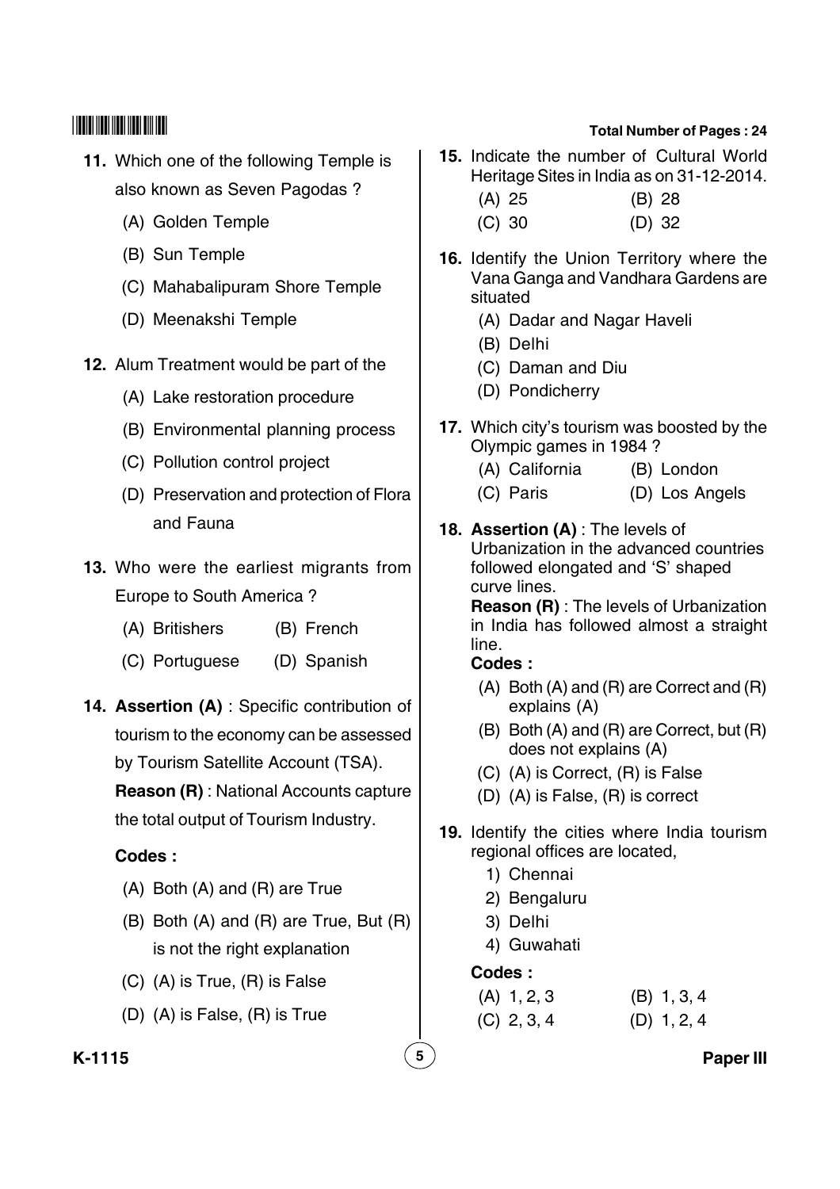**11.** Which one of the following Temple is also known as Seven Pagodas ?

(A) Golden Temple

(B) Sun Temple

(C) Mahabalipuram Shore Temple

(D) Meenakshi Temple

**12.** Alum Treatment would be part of the

(A) Lake restoration procedure

(B) Environmental planning process

(C) Pollution control project

(D) Preservation and protection of Flora and Fauna

**13.** Who were the earliest migrants from Europe to South America ?

(A) Britishers (B) French

(C) Portuguese (D) Spanish

**14. Assertion (A)** : Specific contribution of tourism to the economy can be assessed by Tourism Satellite Account (TSA).

**Reason (R)** : National Accounts capture the total output of Tourism Industry.

**Codes :**

(A) Both (A) and (R) are True

(B) Both (A) and (R) are True, But (R) is not the right explanation

(C) (A) is True, (R) is False

(D) (A) is False, (R) is True

**15.** Indicate the number of Cultural World Heritage Sites in India as on 31-12-2014.

(A) 25 (B) 28

(C) 30 (D) 32

**16.** Identify the Union Territory where the Vana Ganga and Vandhara Gardens are situated

(A) Dadar and Nagar Haveli

(B) Delhi

(C) Daman and Diu

(D) Pondicherry

**17.** Which city's tourism was boosted by the Olympic games in 1984 ?

(A) California (B) London

(C) Paris (D) Los Angels

**18. Assertion (A)** : The levels of Urbanization in the advanced countries followed elongated and 'S' shaped curve lines.

**Reason (R)** : The levels of Urbanization in India has followed almost a straight line.

**Codes :**

(A) Both (A) and (R) are Correct and (R) explains (A)

(B) Both (A) and (R) are Correct, but (R) does not explains (A)

(C) (A) is Correct, (R) is False

(D) (A) is False, (R) is correct

**19.** Identify the cities where India tourism regional offices are located,

1) Chennai

2) Bengaluru

3) Delhi

4) Guwahati

**Codes :**

(A) 1, 2, 3 (B) 1, 3, 4

(C) 2, 3, 4 (D) 1, 2, 4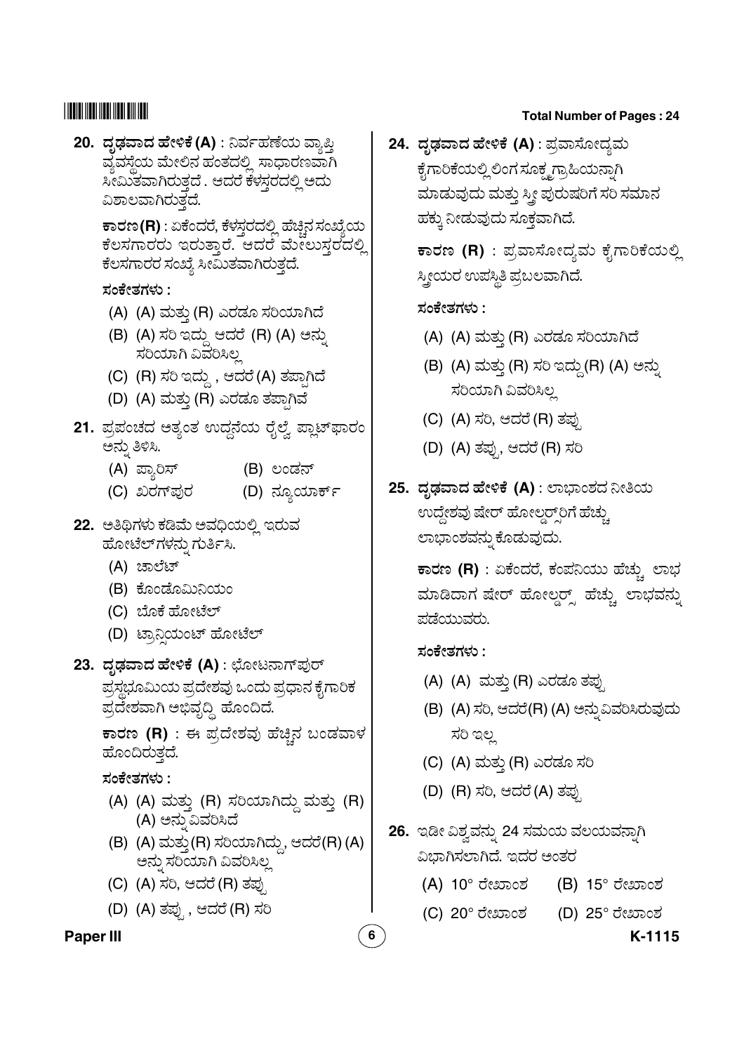**20. ದೃಢವಾದ ಹೇಳಿಕೆ (A)** : ನಿರ್ವಹಣೆಯ ವ್ಯಾಪ್ತಿ ವ್ಯವಸ್ಥೆಯ ಮೇಲಿನ ಹಂತದಲ್ಲಿ ಸಾಧಾರಣವಾಗಿ ಸೀಮಿತವಾಗಿರುತ್ತದೆ . ಆದರೆ ಕೆಳಸ್ತರದಲ್ಲಿ ಅದು ವಿಶಾಲವಾಗಿರುತ್ತದೆ.

**ಕಾರಣ (R)** : ಏಕೆಂದರೆ, ಕೆಳಸ್ತರದಲ್ಲಿ ಹೆಚ್ಚಿನ ಸಂಖ್ಯೆಯ ಕೆಲಸಗಾರರು ಇರುತ್ತಾರೆ. ಆದರೆ ಮೇಲುಸ್ತರದಲ್ಲಿ ಕೆಲಸಗಾರರ ಸಂಖ್ಯೆ ಸೀಮಿತವಾಗಿರುತ್ತದೆ.

**ಸಂಕೇತಗಳು :**

(A) (A) ಮತ್ತು (R) ಎರಡೂ ಸರಿಯಾಗಿದೆ

(B) (A) ಸರಿ ಇದ್ದು ಆದರೆ (R) (A) ಅನ್ನು ಸರಿಯಾಗಿ ವಿವರಿಸಿಲ್ಲ

(C) (R) ಸರಿ ಇದ್ದು , ಆದರೆ (A) ತಪ್ಪಾಗಿದೆ

(D) (A) ಮತ್ತು (R) ಎರಡೂ ತಪ್ಪಾಗಿವೆ

**21.** ಪ್ರಪಂಚದ ಅತ್ಯಂತ ಉದ್ದನೆಯ ರೈಲ್ವೆ ಪ್ಲಾಟ್‌ಫಾರಂ ಅನ್ನು ತಿಳಿಸಿ.

(A) ಪ್ಯಾರಿಸ್

(B) ಲಂಡನ್

(C) ಖರಗ್‌ಪುರ

(D) ನ್ಯೂಯಾರ್ಕ್

**22.** ಅತಿಥಿಗಳು ಕಡಿಮೆ ಅವಧಿಯಲ್ಲಿ ಇರುವ ಹೋಟೆಲ್‌ಗಳನ್ನು ಗುರ್ತಿಸಿ.

(A) ಚಾಲೆಟ್

(B) ಕೊಂಡೊಮಿನಿಯಂ

(C) ಬೊಕೆ ಹೋಟೆಲ್

(D) ಟ್ರಾನ್ಸಿಯಂಟ್ ಹೋಟೆಲ್

**23. ದೃಢವಾದ ಹೇಳಿಕೆ (A)** : ಛೋಟನಾಗ್‌ಪುರ್ ಪ್ರಸ್ಥಭೂಮಿಯ ಪ್ರದೇಶವು ಒಂದು ಪ್ರಧಾನ ಕೈಗಾರಿಕ ಪ್ರದೇಶವಾಗಿ ಅಭಿವೃದ್ಧಿ ಹೊಂದಿದೆ.

**ಕಾರಣ (R)** : ಈ ಪ್ರದೇಶವು ಹೆಚ್ಚಿನ ಬಂಡವಾಳ ಹೊಂದಿರುತ್ತದೆ.

**ಸಂಕೇತಗಳು :**

(A) (A) ಮತ್ತು (R) ಸರಿಯಾಗಿದ್ದು ಮತ್ತು (R) (A) ಅನ್ನು ವಿವರಿಸಿದೆ

(B) (A) ಮತ್ತು (R) ಸರಿಯಾಗಿದ್ದು, ಆದರೆ (R) (A) ಅನ್ನು ಸರಿಯಾಗಿ ವಿವರಿಸಿಲ್ಲ

(C) (A) ಸರಿ, ಆದರೆ (R) ತಪ್ಪು

(D) (A) ತಪ್ಪು , ಆದರೆ (R) ಸರಿ

**24. ದೃಢವಾದ ಹೇಳಿಕೆ (A)** : ಪ್ರವಾಸೋದ್ಯಮ ಕೈಗಾರಿಕೆಯಲ್ಲಿ ಲಿಂಗ ಸೂಕ್ಷ್ಮಗ್ರಾಹಿಯನ್ನಾಗಿ ಮಾಡುವುದು ಮತ್ತು ಸ್ತ್ರೀ ಪುರುಷರಿಗೆ ಸರಿ ಸಮಾನ ಹಕ್ಕು ನೀಡುವುದು ಸೂಕ್ತವಾಗಿದೆ.

**ಕಾರಣ (R)** : ಪ್ರವಾಸೋದ್ಯಮ ಕೈಗಾರಿಕೆಯಲ್ಲಿ ಸ್ತ್ರೀಯರ ಉಪಸ್ಥಿತಿ ಪ್ರಬಲವಾಗಿದೆ.

**ಸಂಕೇತಗಳು :**

(A) (A) ಮತ್ತು (R) ಎರಡೂ ಸರಿಯಾಗಿದೆ

(B) (A) ಮತ್ತು (R) ಸರಿ ಇದ್ದು (R) (A) ಅನ್ನು ಸರಿಯಾಗಿ ವಿವರಿಸಿಲ್ಲ

(C) (A) ಸರಿ, ಆದರೆ (R) ತಪ್ಪು

(D) (A) ತಪ್ಪು, ಆದರೆ (R) ಸರಿ

**25. ದೃಢವಾದ ಹೇಳಿಕೆ (A)** : ಲಾಭಾಂಶದ ನೀತಿಯ ಉದ್ದೇಶವು ಷೇರ್ ಹೋಲ್ಡರ್ಸ್‌ರಿಗೆ ಹೆಚ್ಚು ಲಾಭಾಂಶವನ್ನು ಕೊಡುವುದು.

**ಕಾರಣ (R)** : ಏಕೆಂದರೆ, ಕಂಪನಿಯು ಹೆಚ್ಚು ಲಾಭ ಮಾಡಿದಾಗ ಷೇರ್ ಹೋಲ್ಡರ್ಸ್ ಹೆಚ್ಚು ಲಾಭವನ್ನು ಪಡೆಯುವರು.

**ಸಂಕೇತಗಳು :**

(A) (A) ಮತ್ತು (R) ಎರಡೂ ತಪ್ಪು

(B) (A) ಸರಿ, ಆದರೆ (R) (A) ಅನ್ನು ವಿವರಿಸಿರುವುದು ಸರಿ ಇಲ್ಲ

(C) (A) ಮತ್ತು (R) ಎರಡೂ ಸರಿ

(D) (R) ಸರಿ, ಆದರೆ (A) ತಪ್ಪು

**26.** ಇಡೀ ವಿಶ್ವವನ್ನು 24 ಸಮಯ ವಲಯವನ್ನಾಗಿ ವಿಭಾಗಿಸಲಾಗಿದೆ. ಇದರ ಅಂತರ

(A) 10° ರೇಖಾಂಶ

(B) 15° ರೇಖಾಂಶ

(C) 20° ರೇಖಾಂಶ

(D) 25° ರೇಖಾಂಶ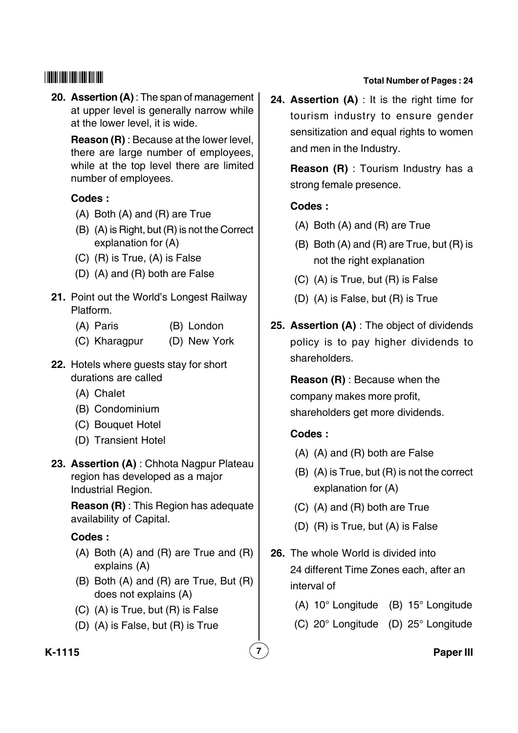**20. Assertion (A)** : The span of management at upper level is generally narrow while at the lower level, it is wide.

**Reason (R)** : Because at the lower level, there are large number of employees, while at the top level there are limited number of employees.

**Codes :**

(A) Both (A) and (R) are True

(B) (A) is Right, but (R) is not the Correct explanation for (A)

(C) (R) is True, (A) is False

(D) (A) and (R) both are False

**21.** Point out the World's Longest Railway Platform.

(A) Paris  (B) London

(C) Kharagpur  (D) New York

**22.** Hotels where guests stay for short durations are called

(A) Chalet

(B) Condominium

(C) Bouquet Hotel

(D) Transient Hotel

**23. Assertion (A)** : Chhota Nagpur Plateau region has developed as a major Industrial Region.

**Reason (R)** : This Region has adequate availability of Capital.

**Codes :**

(A) Both (A) and (R) are True and (R) explains (A)

(B) Both (A) and (R) are True, But (R) does not explains (A)

(C) (A) is True, but (R) is False

(D) (A) is False, but (R) is True

**24. Assertion (A)** : It is the right time for tourism industry to ensure gender sensitization and equal rights to women and men in the Industry.

**Reason (R)** : Tourism Industry has a strong female presence.

**Codes :**

(A) Both (A) and (R) are True

(B) Both (A) and (R) are True, but (R) is not the right explanation

(C) (A) is True, but (R) is False

(D) (A) is False, but (R) is True

**25. Assertion (A)** : The object of dividends policy is to pay higher dividends to shareholders.

**Reason (R)** : Because when the company makes more profit, shareholders get more dividends.

**Codes :**

(A) (A) and (R) both are False

(B) (A) is True, but (R) is not the correct explanation for (A)

(C) (A) and (R) both are True

(D) (R) is True, but (A) is False

**26.** The whole World is divided into 24 different Time Zones each, after an interval of

(A) 10° Longitude  (B) 15° Longitude

(C) 20° Longitude  (D) 25° Longitude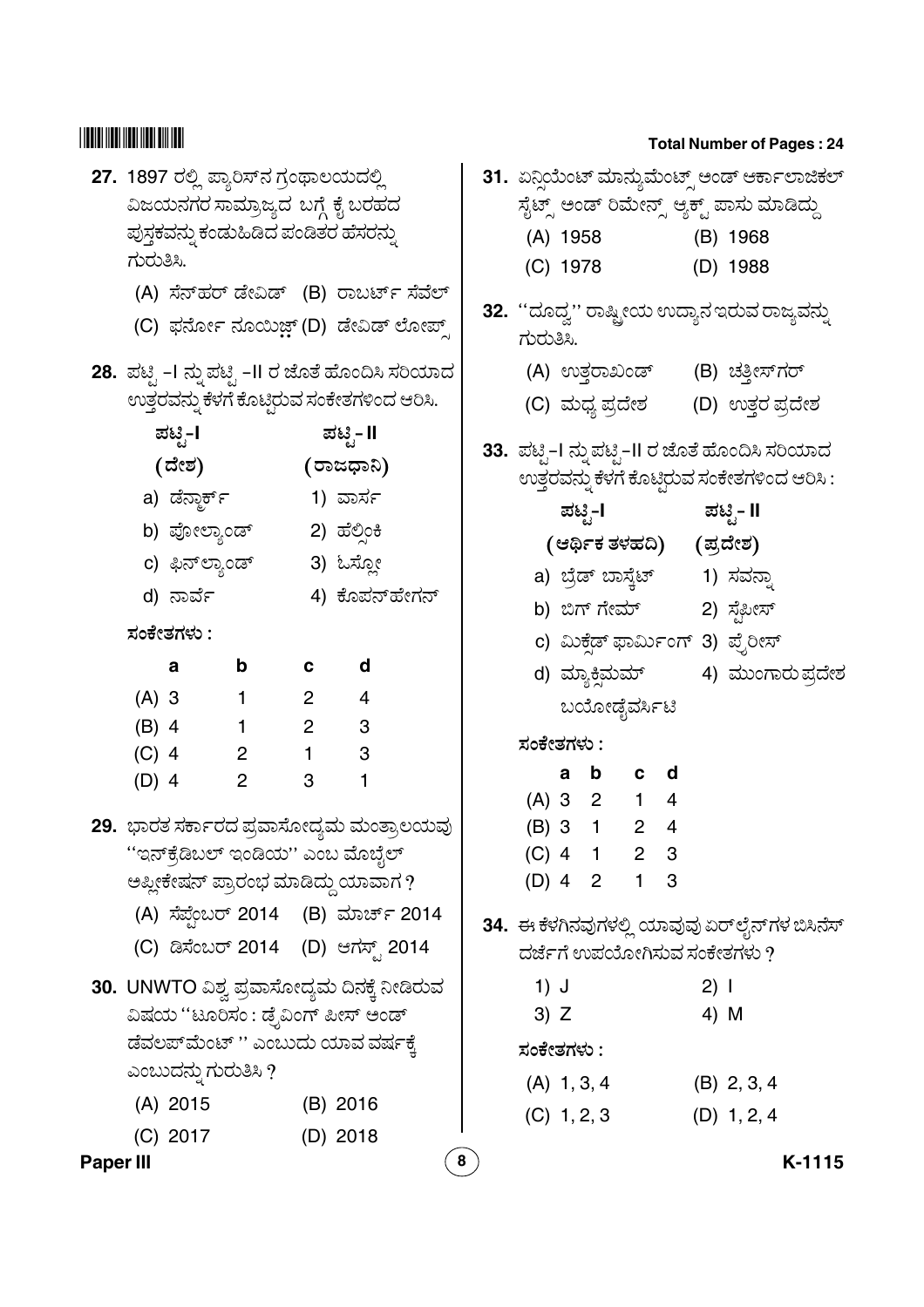27. 1897 ರಲ್ಲಿ ಪ್ಯಾರಿಸ್‌ನ ಗ್ರಂಥಾಲಯದಲ್ಲಿ ವಿಜಯನಗರ ಸಾಮ್ರಾಜ್ಯದ ಬಗ್ಗೆ ಕೈ ಬರಹದ ಪುಸ್ತಕವನ್ನು ಕಂಡುಹಿಡಿದ ಪಂಡಿತರ ಹೆಸರನ್ನು ಗುರುತಿಸಿ.

(A) ಸೆನ್‌ಹರ್ ಡೇವಿಡ್ (B) ರಾಬರ್ಟ್ ಸೆವೆಲ್

(C) ಫರ್ನೋ ನೂಯಿಜ್ (D) ಡೇವಿಡ್ ಲೋಪ್ಸ್

28. ಪಟ್ಟಿ -I ನ್ನು ಪಟ್ಟಿ -II ರ ಜೊತೆ ಹೊಂದಿಸಿ ಸರಿಯಾದ ಉತ್ತರವನ್ನು ಕೆಳಗೆ ಕೊಟ್ಟಿರುವ ಸಂಕೇತಗಳಿಂದ ಆರಿಸಿ.

| ಪಟ್ಟಿ-I (ದೇಶ) | ಪಟ್ಟಿ- II (ರಾಜಧಾನಿ) |
|---|---|
| a) ಡೆನ್ಮಾರ್ಕ್ | 1) ವಾರ್ಸ |
| b) ಪೋಲ್ಯಾಂಡ್ | 2) ಹೆಲ್ಸಿಂಕಿ |
| c) ಫಿನ್‌ಲ್ಯಾಂಡ್ | 3) ಓಸ್ಲೋ |
| d) ನಾರ್ವೆ | 4) ಕೊಪನ್‌ಹೇಗನ್ |

ಸಂಕೇತಗಳು :

| | a | b | c | d |
|---|---|---|---|---|
| (A) | 3 | 1 | 2 | 4 |
| (B) | 4 | 1 | 2 | 3 |
| (C) | 4 | 2 | 1 | 3 |
| (D) | 4 | 2 | 3 | 1 |

29. ಭಾರತ ಸರ್ಕಾರದ ಪ್ರವಾಸೋದ್ಯಮ ಮಂತ್ರಾಲಯವು "ಇನ್‌ಕ್ರೆಡಿಬಲ್ ಇಂಡಿಯ" ಎಂಬ ಮೊಬೈಲ್ ಅಪ್ಲಿಕೇಷನ್ ಪ್ರಾರಂಭ ಮಾಡಿದ್ದು ಯಾವಾಗ ?

(A) ಸೆಪ್ಟೆಂಬರ್ 2014 (B) ಮಾರ್ಚ್ 2014

(C) ಡಿಸೆಂಬರ್ 2014 (D) ಆಗಸ್ಟ್ 2014

30. UNWTO ವಿಶ್ವ ಪ್ರವಾಸೋದ್ಯಮ ದಿನಕ್ಕೆ ನೀಡಿರುವ ವಿಷಯ "ಟೂರಿಸಂ : ಡ್ರೈವಿಂಗ್ ಪೀಸ್ ಅಂಡ್ ಡೆವಲಪ್‌ಮೆಂಟ್ " ಎಂಬುದು ಯಾವ ವರ್ಷಕ್ಕೆ ಎಂಬುದನ್ನು ಗುರುತಿಸಿ ?

(A) 2015 (B) 2016

(C) 2017 (D) 2018

31. ಏನ್ಸಿಯೆಂಟ್ ಮಾನ್ಯುಮೆಂಟ್ಸ್ ಅಂಡ್ ಆರ್ಕಾಲಾಜಿಕಲ್ ಸೈಟ್ಸ್ ಅಂಡ್ ರಿಮೇನ್ಸ್ ಆಕ್ಟ್ ಪಾಸು ಮಾಡಿದ್ದು

(A) 1958 (B) 1968

(C) 1978 (D) 1988

32. "ದೂದ್ವ" ರಾಷ್ಟ್ರೀಯ ಉದ್ಯಾನ ಇರುವ ರಾಜ್ಯವನ್ನು ಗುರುತಿಸಿ.

(A) ಉತ್ತರಾಖಂಡ್ (B) ಚತ್ತೀಸ್‌ಗರ್

(C) ಮಧ್ಯ ಪ್ರದೇಶ (D) ಉತ್ತರ ಪ್ರದೇಶ

33. ಪಟ್ಟಿ-I ನ್ನು ಪಟ್ಟಿ-II ರ ಜೊತೆ ಹೊಂದಿಸಿ ಸರಿಯಾದ ಉತ್ತರವನ್ನು ಕೆಳಗೆ ಕೊಟ್ಟಿರುವ ಸಂಕೇತಗಳಿಂದ ಆರಿಸಿ :

| ಪಟ್ಟಿ-I (ಆರ್ಥಿಕ ತಳಹದಿ) | ಪಟ್ಟಿ- II (ಪ್ರದೇಶ) |
|---|---|
| a) ಬ್ರೆಡ್ ಬಾಸ್ಕೆಟ್ | 1) ಸವನ್ನಾ |
| b) ಬಿಗ್ ಗೇಮ್ | 2) ಸ್ಟೆಪೀಸ್ |
| c) ಮಿಕ್ಸೆಡ್ ಫಾರ್ಮಿಂಗ್ | 3) ಪ್ರೈರೀಸ್ |
| d) ಮ್ಯಾಕ್ಸಿಮಮ್ ಬಯೋಡೈವರ್ಸಿಟಿ | 4) ಮುಂಗಾರು ಪ್ರದೇಶ |

ಸಂಕೇತಗಳು :

| | a | b | c | d |
|---|---|---|---|---|
| (A) | 3 | 2 | 1 | 4 |
| (B) | 3 | 1 | 2 | 4 |
| (C) | 4 | 1 | 2 | 3 |
| (D) | 4 | 2 | 1 | 3 |

34. ಈ ಕೆಳಗಿನವುಗಳಲ್ಲಿ ಯಾವುವು ಏರ್‌ಲೈನ್‌ಗಳ ಬಿಸಿನೆಸ್ ದರ್ಜೆಗೆ ಉಪಯೋಗಿಸುವ ಸಂಕೇತಗಳು ?

1) J 2) I

3) Z 4) M

ಸಂಕೇತಗಳು :

(A) 1, 3, 4 (B) 2, 3, 4

(C) 1, 2, 3 (D) 1, 2, 4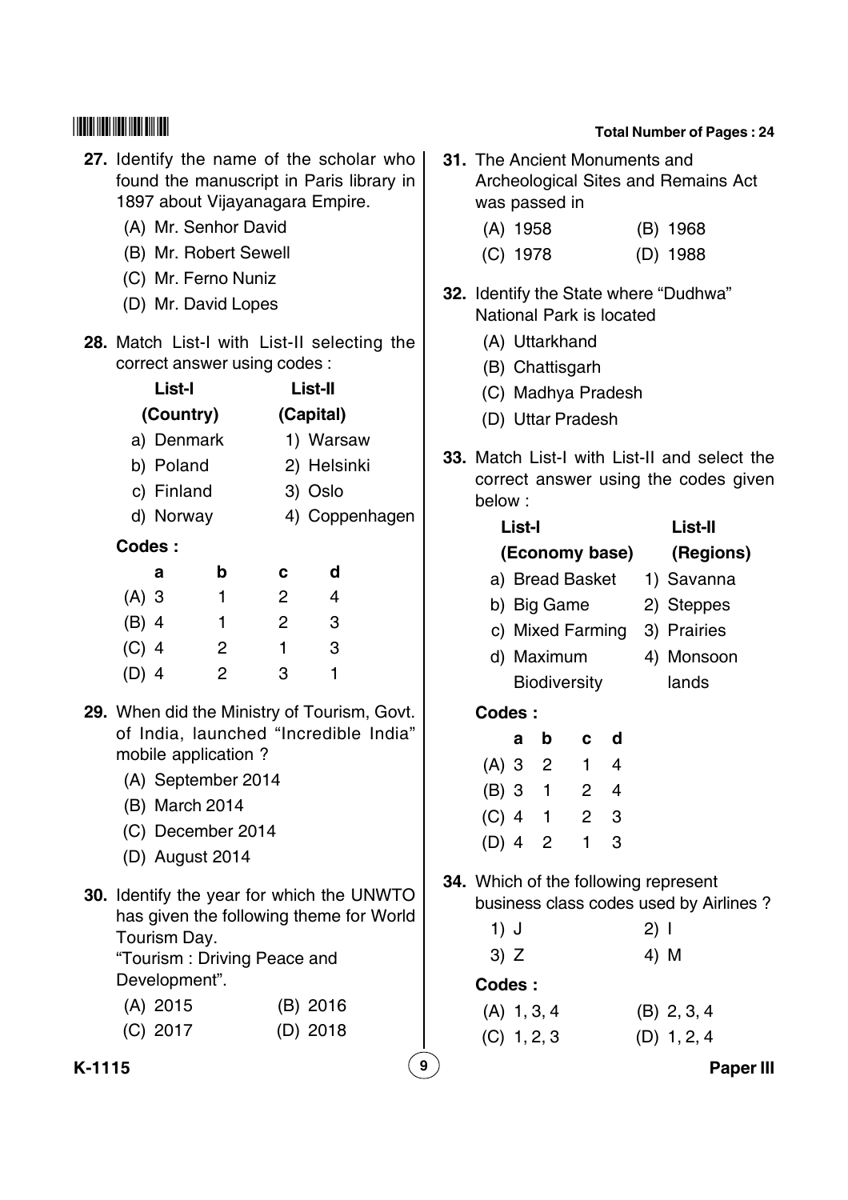27. Identify the name of the scholar who found the manuscript in Paris library in 1897 about Vijayanagara Empire.

    (A) Mr. Senhor David

    (B) Mr. Robert Sewell

    (C) Mr. Ferno Nuniz

    (D) Mr. David Lopes

28. Match List-I with List-II selecting the correct answer using codes :

| List-I (Country) | List-II (Capital) |
|---|---|
| a) Denmark | 1) Warsaw |
| b) Poland | 2) Helsinki |
| c) Finland | 3) Oslo |
| d) Norway | 4) Coppenhagen |

**Codes :**

| | a | b | c | d |
|---|---|---|---|---|
| (A) | 3 | 1 | 2 | 4 |
| (B) | 4 | 1 | 2 | 3 |
| (C) | 4 | 2 | 1 | 3 |
| (D) | 4 | 2 | 3 | 1 |

29. When did the Ministry of Tourism, Govt. of India, launched "Incredible India" mobile application ?

    (A) September 2014

    (B) March 2014

    (C) December 2014

    (D) August 2014

30. Identify the year for which the UNWTO has given the following theme for World Tourism Day.
    "Tourism : Driving Peace and Development".

    (A) 2015 (B) 2016

    (C) 2017 (D) 2018

31. The Ancient Monuments and Archeological Sites and Remains Act was passed in

    (A) 1958 (B) 1968

    (C) 1978 (D) 1988

32. Identify the State where "Dudhwa" National Park is located

    (A) Uttarkhand

    (B) Chattisgarh

    (C) Madhya Pradesh

    (D) Uttar Pradesh

33. Match List-I with List-II and select the correct answer using the codes given below :

| List-I (Economy base) | List-II (Regions) |
|---|---|
| a) Bread Basket | 1) Savanna |
| b) Big Game | 2) Steppes |
| c) Mixed Farming | 3) Prairies |
| d) Maximum Biodiversity | 4) Monsoon lands |

**Codes :**

| | a | b | c | d |
|---|---|---|---|---|
| (A) | 3 | 2 | 1 | 4 |
| (B) | 3 | 1 | 2 | 4 |
| (C) | 4 | 1 | 2 | 3 |
| (D) | 4 | 2 | 1 | 3 |

34. Which of the following represent business class codes used by Airlines ?

    1) J 2) I

    3) Z 4) M

    **Codes :**

    (A) 1, 3, 4 (B) 2, 3, 4

    (C) 1, 2, 3 (D) 1, 2, 4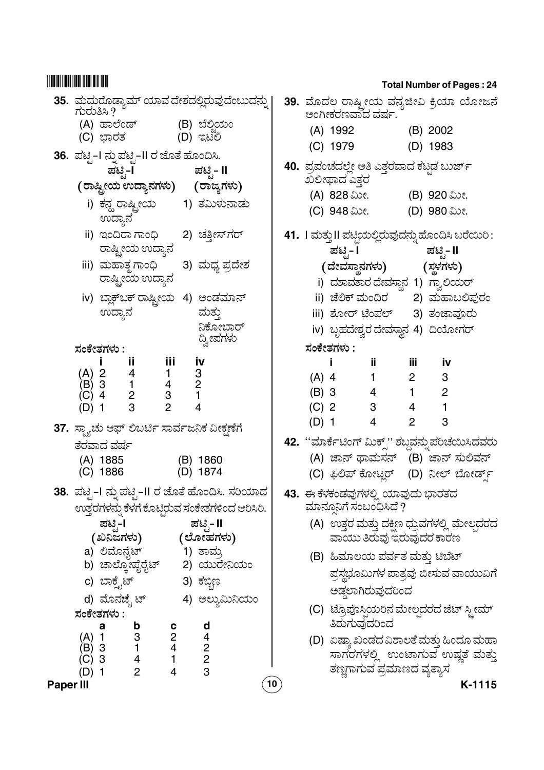**35.** ಮದುರೋಡ್ಯಾಮ್ ಯಾವ ದೇಶದಲ್ಲಿರುವುದೆಂಬುದನ್ನು ಗುರುತಿಸಿ ?

(A) ಹಾಲೆಂಡ್ (B) ಬೆಲ್ಜಿಯಂ
(C) ಭಾರತ (D) ಇಟಲಿ

**36.** ಪಟ್ಟಿ-I ನ್ನು ಪಟ್ಟಿ-II ರ ಜೊತೆ ಹೊಂದಿಸಿ.

| ಪಟ್ಟಿ-I (ರಾಷ್ಟ್ರೀಯ ಉದ್ಯಾನಗಳು) | ಪಟ್ಟಿ-II (ರಾಜ್ಯಗಳು) |
|---|---|
| i) ಕನ್ಹ ರಾಷ್ಟ್ರೀಯ ಉದ್ಯಾನ | 1) ತಮಿಳುನಾಡು |
| ii) ಇಂದಿರಾ ಗಾಂಧಿ ರಾಷ್ಟ್ರೀಯ ಉದ್ಯಾನ | 2) ಛತ್ತೀಸ್‌ಗರ್ |
| iii) ಮಹಾತ್ಮ ಗಾಂಧಿ ರಾಷ್ಟ್ರೀಯ ಉದ್ಯಾನ | 3) ಮಧ್ಯ ಪ್ರದೇಶ |
| iv) ಬ್ಲಾಕ್‌ಬಕ್ ರಾಷ್ಟ್ರೀಯ ಉದ್ಯಾನ | 4) ಅಂಡಮಾನ್ ಮತ್ತು ನಿಕೋಬಾರ್ ದ್ವೀಪಗಳು |

ಸಂಕೇತಗಳು :

| | i | ii | iii | iv |
|---|---|---|---|---|
| (A) | 2 | 4 | 1 | 3 |
| (B) | 3 | 1 | 4 | 2 |
| (C) | 4 | 2 | 3 | 1 |
| (D) | 1 | 3 | 2 | 4 |

**37.** ಸ್ಟ್ಯಾಚು ಆಫ್ ಲಿಬರ್ಟಿ ಸಾರ್ವಜನಿಕ ವೀಕ್ಷಣೆಗೆ ತೆರವಾದ ವರ್ಷ

(A) 1885 (B) 1860
(C) 1886 (D) 1874

**38.** ಪಟ್ಟಿ-I ನ್ನು ಪಟ್ಟಿ-II ರ ಜೊತೆ ಹೊಂದಿಸಿ. ಸರಿಯಾದ ಉತ್ತರಗಳನ್ನು ಕೆಳಗೆ ಕೊಟ್ಟಿರುವ ಸಂಕೇತಗಳಿಂದ ಆರಿಸಿರಿ.

| ಪಟ್ಟಿ-I (ಖನಿಜಗಳು) | ಪಟ್ಟಿ-II (ಲೋಹಗಳು) |
|---|---|
| a) ಲಿಮೊನೈಟ್ | 1) ತಾಮ್ರ |
| b) ಚಾಲ್ಕೋಪೈರೈಟ್ | 2) ಯುರೇನಿಯಂ |
| c) ಬಾಕ್ಸೈಟ್ | 3) ಕಬ್ಬಿಣ |
| d) ಮೊನಜೈಟ್ | 4) ಅಲ್ಯುಮಿನಿಯಂ |

ಸಂಕೇತಗಳು :

| | a | b | c | d |
|---|---|---|---|---|
| (A) | 1 | 3 | 2 | 4 |
| (B) | 3 | 1 | 4 | 2 |
| (C) | 3 | 4 | 1 | 2 |
| (D) | 1 | 2 | 4 | 3 |

**39.** ಮೊದಲ ರಾಷ್ಟ್ರೀಯ ವನ್ಯಜೀವಿ ಕ್ರಿಯಾ ಯೋಜನೆ ಅಂಗೀಕರಣವಾದ ವರ್ಷ.

(A) 1992 (B) 2002
(C) 1979 (D) 1983

**40.** ಪ್ರಪಂಚದಲ್ಲೇ ಅತಿ ಎತ್ತರವಾದ ಕಟ್ಟಡ ಬುರ್ಜ್ ಖಲೀಫಾದ ಎತ್ತರ

(A) 828 ಮೀ. (B) 920 ಮೀ.
(C) 948 ಮೀ. (D) 980 ಮೀ.

**41.** I ಮತ್ತು II ಪಟ್ಟಿಯಲ್ಲಿರುವುದನ್ನು ಹೊಂದಿಸಿ ಬರೆಯಿರಿ :

| ಪಟ್ಟಿ-I (ದೇವಸ್ಥಾನಗಳು) | ಪಟ್ಟಿ-II (ಸ್ಥಳಗಳು) |
|---|---|
| i) ದಶಾವತಾರ ದೇವಸ್ಥಾನ | 1) ಗ್ವಾಲಿಯರ್ |
| ii) ತೆಲಿಕ್ ಮಂದಿರ | 2) ಮಹಾಬಲಿಪುರಂ |
| iii) ಶೋರ್ ಟೆಂಪಲ್ | 3) ತಂಜಾವೂರು |
| iv) ಬೃಹದೇಶ್ವರ ದೇವಸ್ಥಾನ | 4) ದಿಯೋಗರ್ |

ಸಂಕೇತಗಳು :

| | i | ii | iii | iv |
|---|---|---|---|---|
| (A) | 4 | 1 | 2 | 3 |
| (B) | 3 | 4 | 1 | 2 |
| (C) | 2 | 3 | 4 | 1 |
| (D) | 1 | 4 | 2 | 3 |

**42.** ''ಮಾರ್ಕೆಟಿಂಗ್ ಮಿಕ್ಸ್'' ಶಬ್ದವನ್ನು ಪರಿಚಯಿಸಿದವರು

(A) ಜಾನ್ ಥಾಮಸನ್ (B) ಜಾನ್ ಸುಲಿವನ್
(C) ಫಿಲಿಪ್ ಕೋಟ್ಲರ್ (D) ನೀಲ್ ಬೋರ್ಡ್ಸ್

**43.** ಈ ಕೆಳಕಂಡವುಗಳಲ್ಲಿ ಯಾವುದು ಭಾರತದ ಮಾನ್ಸೂನಿಗೆ ಸಂಬಂಧಿಸಿದೆ ?

(A) ಉತ್ತರ ಮತ್ತು ದಕ್ಷಿಣ ಧ್ರುವಗಳಲ್ಲಿ ಮೇಲ್ಪದರದ ವಾಯು ತಿರುವು ಇರುವುದರ ಕಾರಣ

(B) ಹಿಮಾಲಯ ಪರ್ವತ ಮತ್ತು ಟಿಬೆಟ್ ಪ್ರಸ್ಥಭೂಮಿಗಳ ಪಾತ್ರವು ಬೀಸುವ ವಾಯುವಿಗೆ ಅಡ್ಡಲಾಗಿರುವುದರಿಂದ

(C) ಟ್ರೊಪೊಸ್ಫಿಯರಿನ ಮೇಲ್ಪದರದ ಜೆಟ್ ಸ್ಟ್ರೀಮ್ ತಿರುಗುವುದರಿಂದ

(D) ಏಷ್ಯಾ ಖಂಡದ ವಿಶಾಲತೆ ಮತ್ತು ಹಿಂದೂ ಮಹಾ ಸಾಗರಗಳಲ್ಲಿ ಉಂಟಾಗುವ ಉಷ್ಣತೆ ಮತ್ತು ತಣ್ಣಗಾಗುವ ಪ್ರಮಾಣದ ವ್ಯತ್ಯಾಸ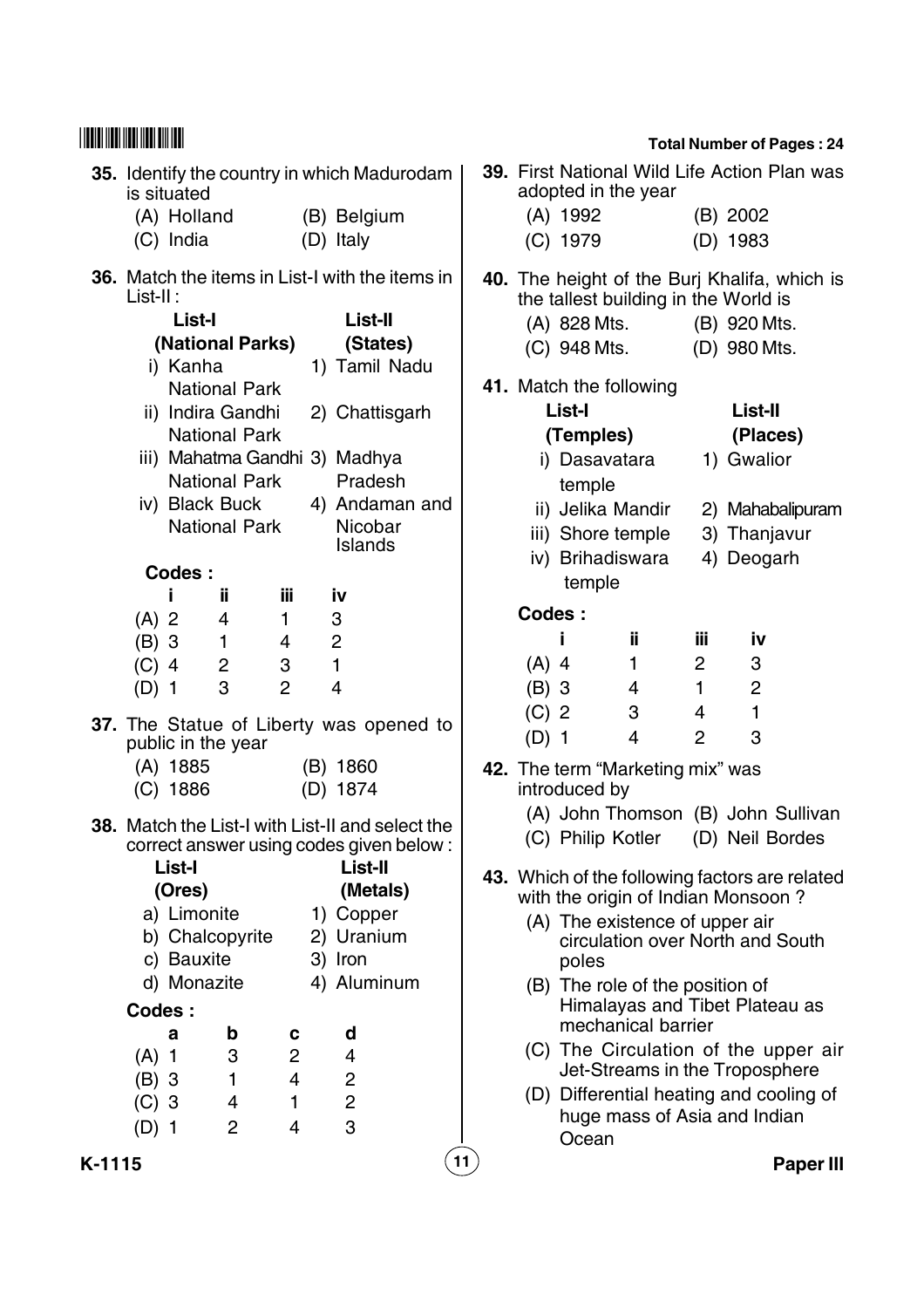35. Identify the country in which Madurodam is situated

(A) Holland (B) Belgium
(C) India (D) Italy

36. Match the items in List-I with the items in List-II :

| List-I (National Parks) | List-II (States) |
|---|---|
| i) Kanha National Park | 1) Tamil Nadu |
| ii) Indira Gandhi National Park | 2) Chattisgarh |
| iii) Mahatma Gandhi National Park | 3) Madhya Pradesh |
| iv) Black Buck National Park | 4) Andaman and Nicobar Islands |

**Codes :**

| | i | ii | iii | iv |
|---|---|---|---|---|
| (A) | 2 | 4 | 1 | 3 |
| (B) | 3 | 1 | 4 | 2 |
| (C) | 4 | 2 | 3 | 1 |
| (D) | 1 | 3 | 2 | 4 |

37. The Statue of Liberty was opened to public in the year

(A) 1885 (B) 1860
(C) 1886 (D) 1874

38. Match the List-I with List-II and select the correct answer using codes given below :

| List-I (Ores) | List-II (Metals) |
|---|---|
| a) Limonite | 1) Copper |
| b) Chalcopyrite | 2) Uranium |
| c) Bauxite | 3) Iron |
| d) Monazite | 4) Aluminum |

**Codes :**

| | a | b | c | d |
|---|---|---|---|---|
| (A) | 1 | 3 | 2 | 4 |
| (B) | 3 | 1 | 4 | 2 |
| (C) | 3 | 4 | 1 | 2 |
| (D) | 1 | 2 | 4 | 3 |

39. First National Wild Life Action Plan was adopted in the year

(A) 1992 (B) 2002
(C) 1979 (D) 1983

40. The height of the Burj Khalifa, which is the tallest building in the World is

(A) 828 Mts. (B) 920 Mts.
(C) 948 Mts. (D) 980 Mts.

41. Match the following

| List-I (Temples) | List-II (Places) |
|---|---|
| i) Dasavatara temple | 1) Gwalior |
| ii) Jelika Mandir | 2) Mahabalipuram |
| iii) Shore temple | 3) Thanjavur |
| iv) Brihadiswara temple | 4) Deogarh |

**Codes :**

| | i | ii | iii | iv |
|---|---|---|---|---|
| (A) | 4 | 1 | 2 | 3 |
| (B) | 3 | 4 | 1 | 2 |
| (C) | 2 | 3 | 4 | 1 |
| (D) | 1 | 4 | 2 | 3 |

42. The term "Marketing mix" was introduced by

(A) John Thomson (B) John Sullivan
(C) Philip Kotler (D) Neil Bordes

43. Which of the following factors are related with the origin of Indian Monsoon ?

(A) The existence of upper air circulation over North and South poles
(B) The role of the position of Himalayas and Tibet Plateau as mechanical barrier
(C) The Circulation of the upper air Jet-Streams in the Troposphere
(D) Differential heating and cooling of huge mass of Asia and Indian Ocean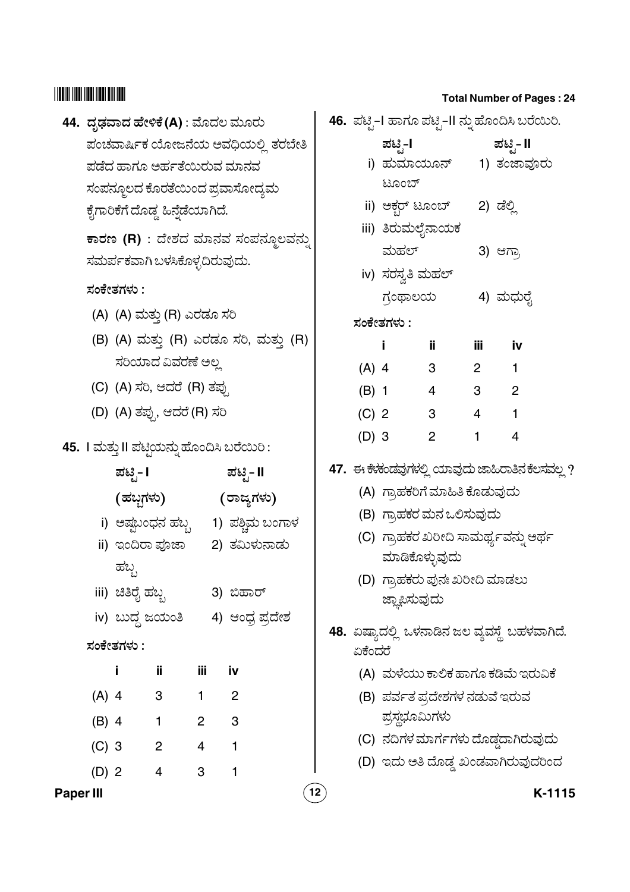**44. ದೃಢವಾದ ಹೇಳಿಕೆ (A)** : ಮೊದಲ ಮೂರು ಪಂಚವಾರ್ಷಿಕ ಯೋಜನೆಯ ಅವಧಿಯಲ್ಲಿ ತರಬೇತಿ ಪಡೆದ ಹಾಗೂ ಅರ್ಹತೆಯಿರುವ ಮಾನವ ಸಂಪನ್ಮೂಲದ ಕೊರತೆಯಿಂದ ಪ್ರವಾಸೋದ್ಯಮ ಕೈಗಾರಿಕೆಗೆ ದೊಡ್ಡ ಹಿನ್ನೆಡೆಯಾಗಿದೆ.

**ಕಾರಣ (R)** : ದೇಶದ ಮಾನವ ಸಂಪನ್ಮೂಲವನ್ನು ಸಮರ್ಪಕವಾಗಿ ಬಳಸಿಕೊಳ್ಳದಿರುವುದು.

**ಸಂಕೇತಗಳು :**

(A) (A) ಮತ್ತು (R) ಎರಡೂ ಸರಿ

(B) (A) ಮತ್ತು (R) ಎರಡೂ ಸರಿ, ಮತ್ತು (R) ಸರಿಯಾದ ವಿವರಣೆ ಅಲ್ಲ

(C) (A) ಸರಿ, ಆದರೆ (R) ತಪ್ಪು

(D) (A) ತಪ್ಪು, ಆದರೆ (R) ಸರಿ

**45.** I ಮತ್ತು II ಪಟ್ಟಿಯನ್ನು ಹೊಂದಿಸಿ ಬರೆಯಿರಿ :

| ಪಟ್ಟಿ - I (ಹಬ್ಬಗಳು) | ಪಟ್ಟಿ - II (ರಾಜ್ಯಗಳು) |
|---|---|
| i) ಅಷ್ಟಬಂಧನ ಹಬ್ಬ | 1) ಪಶ್ಚಿಮ ಬಂಗಾಳ |
| ii) ಇಂದಿರಾ ಪೂಜಾ ಹಬ್ಬ | 2) ತಮಿಳುನಾಡು |
| iii) ಚಿತಿರೈ ಹಬ್ಬ | 3) ಬಿಹಾರ್ |
| iv) ಬುದ್ಧ ಜಯಂತಿ | 4) ಆಂಧ್ರ ಪ್ರದೇಶ |

**ಸಂಕೇತಗಳು :**

| | i | ii | iii | iv |
|---|---|---|---|---|
| (A) | 4 | 3 | 1 | 2 |
| (B) | 4 | 1 | 2 | 3 |
| (C) | 3 | 2 | 4 | 1 |
| (D) | 2 | 4 | 3 | 1 |

**46.** ಪಟ್ಟಿ-I ಹಾಗೂ ಪಟ್ಟಿ-II ನ್ನು ಹೊಂದಿಸಿ ಬರೆಯಿರಿ.

| ಪಟ್ಟಿ-I | ಪಟ್ಟಿ - II |
|---|---|
| i) ಹುಮಾಯೂನ್ ಟೂಂಬ್ | 1) ತಂಜಾವೂರು |
| ii) ಅಕ್ಬರ್ ಟೂಂಬ್ | 2) ಡೆಲ್ಲಿ |
| iii) ತಿರುಮಲೈನಾಯಕ ಮಹಲ್ | 3) ಆಗ್ರಾ |
| iv) ಸರಸ್ವತಿ ಮಹಲ್ ಗ್ರಂಥಾಲಯ | 4) ಮಧುರೈ |

**ಸಂಕೇತಗಳು :**

| | i | ii | iii | iv |
|---|---|---|---|---|
| (A) | 4 | 3 | 2 | 1 |
| (B) | 1 | 4 | 3 | 2 |
| (C) | 2 | 3 | 4 | 1 |
| (D) | 3 | 2 | 1 | 4 |

**47.** ಈ ಕೆಳಕಂಡವುಗಳಲ್ಲಿ ಯಾವುದು ಜಾಹಿರಾತಿನ ಕೆಲಸವಲ್ಲ ?

(A) ಗ್ರಾಹಕರಿಗೆ ಮಾಹಿತಿ ಕೊಡುವುದು

(B) ಗ್ರಾಹಕರ ಮನ ಒಲಿಸುವುದು

(C) ಗ್ರಾಹಕರ ಖರೀದಿ ಸಾಮರ್ಥ್ಯವನ್ನು ಅರ್ಥ ಮಾಡಿಕೊಳ್ಳುವುದು

(D) ಗ್ರಾಹಕರು ಪುನಃ ಖರೀದಿ ಮಾಡಲು ಜ್ಞಾಪಿಸುವುದು

**48.** ಏಷ್ಯಾದಲ್ಲಿ ಒಳನಾಡಿನ ಜಲ ವ್ಯವಸ್ಥೆ ಬಹಳವಾಗಿದೆ. ಏಕೆಂದರೆ

(A) ಮಳೆಯು ಕಾಲಿಕ ಹಾಗೂ ಕಡಿಮೆ ಇರುವಿಕೆ

(B) ಪರ್ವತ ಪ್ರದೇಶಗಳ ನಡುವೆ ಇರುವ ಪ್ರಸ್ಥಭೂಮಿಗಳು

(C) ನದಿಗಳ ಮಾರ್ಗಗಳು ದೊಡ್ಡದಾಗಿರುವುದು

(D) ಇದು ಅತಿ ದೊಡ್ಡ ಖಂಡವಾಗಿರುವುದರಿಂದ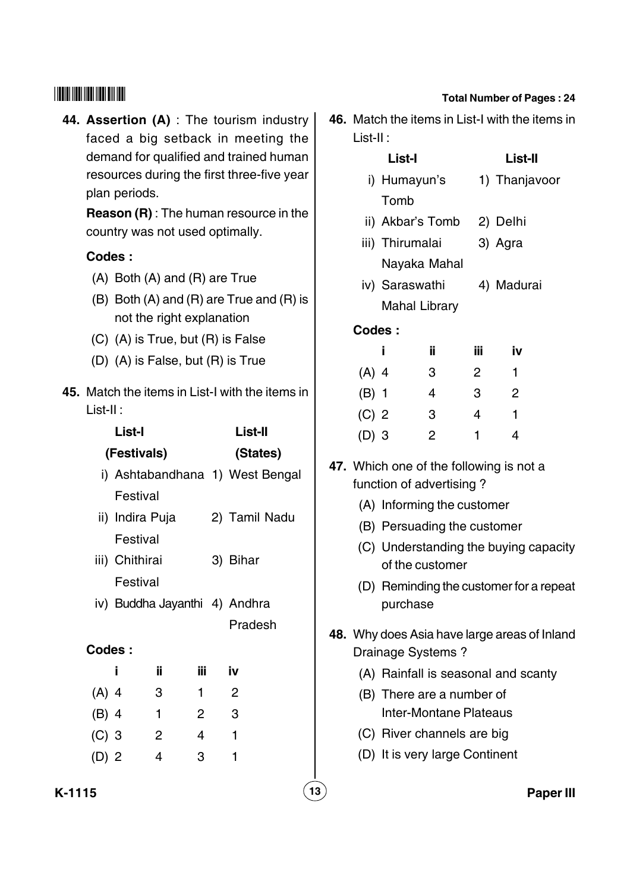**44. Assertion (A)** : The tourism industry faced a big setback in meeting the demand for qualified and trained human resources during the first three-five year plan periods.

**Reason (R)** : The human resource in the country was not used optimally.

**Codes :**

(A) Both (A) and (R) are True

(B) Both (A) and (R) are True and (R) is not the right explanation

(C) (A) is True, but (R) is False

(D) (A) is False, but (R) is True

**45.** Match the items in List-I with the items in List-II :

| List-I (Festivals) | List-II (States) |
|---|---|
| i) Ashtabandhana Festival | 1) West Bengal |
| ii) Indira Puja Festival | 2) Tamil Nadu |
| iii) Chithirai Festival | 3) Bihar |
| iv) Buddha Jayanthi | 4) Andhra Pradesh |

**Codes :**

| | i | ii | iii | iv |
|---|---|---|---|---|
| (A) | 4 | 3 | 1 | 2 |
| (B) | 4 | 1 | 2 | 3 |
| (C) | 3 | 2 | 4 | 1 |
| (D) | 2 | 4 | 3 | 1 |

**46.** Match the items in List-I with the items in List-II :

| List-I | List-II |
|---|---|
| i) Humayun's Tomb | 1) Thanjavoor |
| ii) Akbar's Tomb | 2) Delhi |
| iii) Thirumalai Nayaka Mahal | 3) Agra |
| iv) Saraswathi Mahal Library | 4) Madurai |

**Codes :**

| | i | ii | iii | iv |
|---|---|---|---|---|
| (A) | 4 | 3 | 2 | 1 |
| (B) | 1 | 4 | 3 | 2 |
| (C) | 2 | 3 | 4 | 1 |
| (D) | 3 | 2 | 1 | 4 |

**47.** Which one of the following is not a function of advertising ?

(A) Informing the customer

(B) Persuading the customer

(C) Understanding the buying capacity of the customer

(D) Reminding the customer for a repeat purchase

**48.** Why does Asia have large areas of Inland Drainage Systems ?

(A) Rainfall is seasonal and scanty

(B) There are a number of Inter-Montane Plateaus

(C) River channels are big

(D) It is very large Continent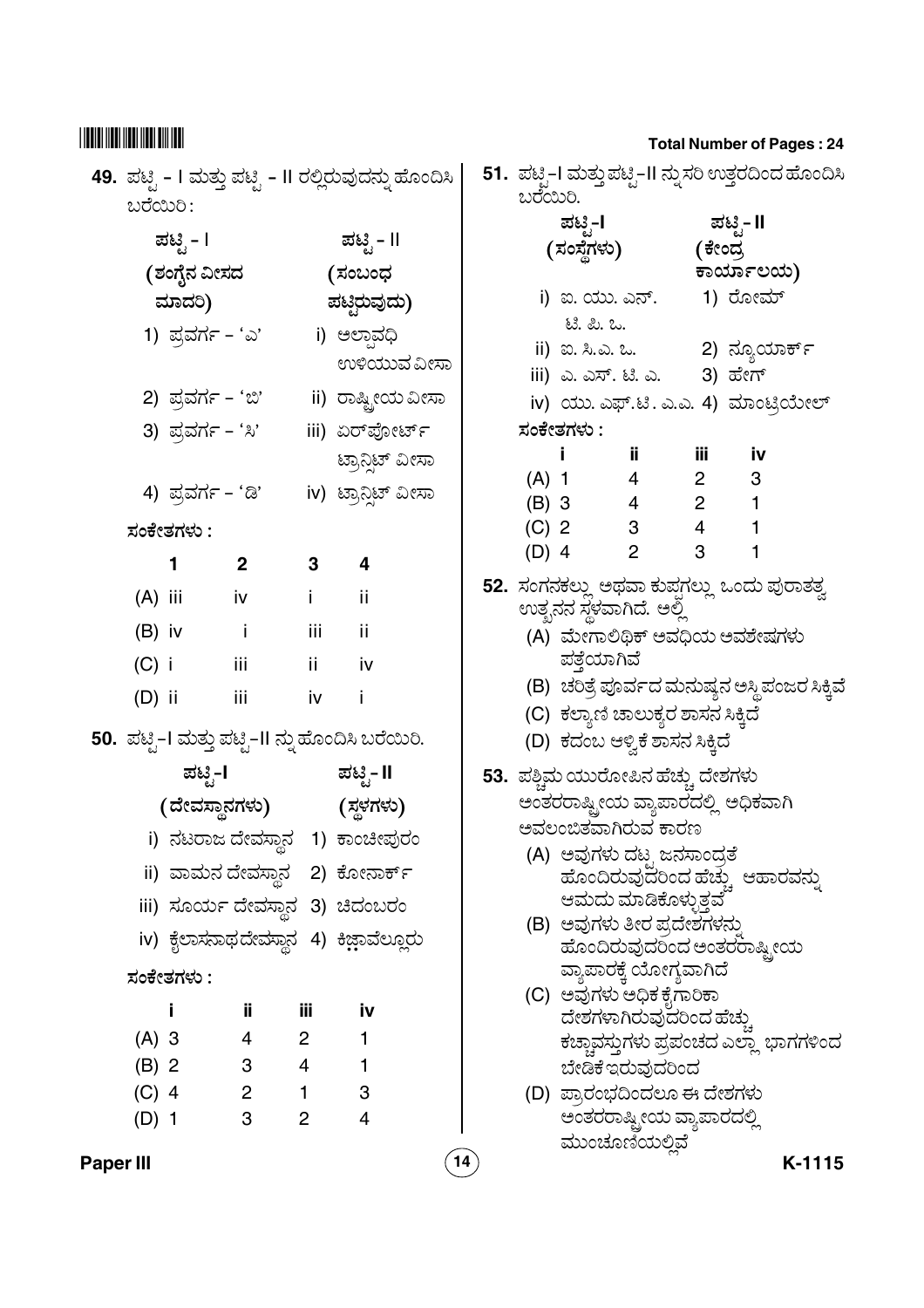**49.** ಪಟ್ಟಿ - I ಮತ್ತು ಪಟ್ಟಿ - II ರಲ್ಲಿರುವುದನ್ನು ಹೊಂದಿಸಿ ಬರೆಯಿರಿ :

| ಪಟ್ಟಿ - I (ಶಂಗೈನ ವೀಸದ ಮಾದರಿ) | ಪಟ್ಟಿ - II (ಸಂಬಂಧ ಪಟ್ಟಿರುವುದು) |
|---|---|
| 1) ಪ್ರವರ್ಗ - 'ಎ' | i) ಅಲ್ಪಾವಧಿ ಉಳಿಯುವ ವೀಸಾ |
| 2) ಪ್ರವರ್ಗ - 'ಬಿ' | ii) ರಾಷ್ಟ್ರೀಯ ವೀಸಾ |
| 3) ಪ್ರವರ್ಗ - 'ಸಿ' | iii) ಏರ್‌ಪೋರ್ಟ್ ಟ್ರಾನ್ಸಿಟ್ ವೀಸಾ |
| 4) ಪ್ರವರ್ಗ - 'ಡಿ' | iv) ಟ್ರಾನ್ಸಿಟ್ ವೀಸಾ |

ಸಂಕೇತಗಳು :

| | 1 | 2 | 3 | 4 |
|---|---|---|---|---|
| (A) | iii | iv | i | ii |
| (B) | iv | i | iii | ii |
| (C) | i | iii | ii | iv |
| (D) | ii | iii | iv | i |

**50.** ಪಟ್ಟಿ-I ಮತ್ತು ಪಟ್ಟಿ-II ನ್ನು ಹೊಂದಿಸಿ ಬರೆಯಿರಿ.

| ಪಟ್ಟಿ-I (ದೇವಸ್ಥಾನಗಳು) | ಪಟ್ಟಿ-II (ಸ್ಥಳಗಳು) |
|---|---|
| i) ನಟರಾಜ ದೇವಸ್ಥಾನ | 1) ಕಾಂಚೀಪುರಂ |
| ii) ವಾಮನ ದೇವಸ್ಥಾನ | 2) ಕೋನಾರ್ಕ್ |
| iii) ಸೂರ್ಯ ದೇವಸ್ಥಾನ | 3) ಚಿದಂಬರಂ |
| iv) ಕೈಲಾಸನಾಥ ದೇವಸ್ಥಾನ | 4) ಕಿಜ್ಞಾವೆಲ್ಲೂರು |

ಸಂಕೇತಗಳು :

| | i | ii | iii | iv |
|---|---|---|---|---|
| (A) | 3 | 4 | 2 | 1 |
| (B) | 2 | 3 | 4 | 1 |
| (C) | 4 | 2 | 1 | 3 |
| (D) | 1 | 3 | 2 | 4 |

**51.** ಪಟ್ಟಿ-I ಮತ್ತು ಪಟ್ಟಿ-II ನ್ನುಸರಿ ಉತ್ತರದಿಂದ ಹೊಂದಿಸಿ ಬರೆಯಿರಿ.

| ಪಟ್ಟಿ-I (ಸಂಸ್ಥೆಗಳು) | ಪಟ್ಟಿ-II (ಕೇಂದ್ರ ಕಾರ್ಯಾಲಯ) |
|---|---|
| i) ಐ. ಯು. ಎಸ್. ಟಿ. ಪಿ. ಒ. | 1) ರೋಮ್ |
| ii) ಐ. ಸಿ.ಎ. ಒ. | 2) ನ್ಯೂಯಾರ್ಕ್ |
| iii) ಎ. ಎಸ್. ಟಿ. ಎ. | 3) ಹೇಗ್ |
| iv) ಯು. ಎಫ್.ಟಿ. ಎ.ಎ. | 4) ಮಾಂಟ್ರಿಯೇಲ್ |

ಸಂಕೇತಗಳು :

| | i | ii | iii | iv |
|---|---|---|---|---|
| (A) | 1 | 4 | 2 | 3 |
| (B) | 3 | 4 | 2 | 1 |
| (C) | 2 | 3 | 4 | 1 |
| (D) | 4 | 2 | 3 | 1 |

**52.** ಸಂಗನಕಲ್ಲು ಅಥವಾ ಕುಪ್ಪಗಲ್ಲು ಒಂದು ಪುರಾತತ್ವ ಉತ್ಖನನ ಸ್ಥಳವಾಗಿದೆ. ಅಲ್ಲಿ

(A) ಮೇಗಾಲಿಥಿಕ್ ಅವಧಿಯ ಅವಶೇಷಗಳು ಪತ್ತೆಯಾಗಿವೆ

(B) ಚರಿತ್ರೆ ಪೂರ್ವದ ಮನುಷ್ಯನ ಅಸ್ಥಿ ಪಂಜರ ಸಿಕ್ಕಿವೆ

(C) ಕಲ್ಯಾಣಿ ಚಾಲುಕ್ಯರ ಶಾಸನ ಸಿಕ್ಕಿದೆ

(D) ಕದಂಬ ಆಳ್ವಿಕೆ ಶಾಸನ ಸಿಕ್ಕಿದೆ

**53.** ಪಶ್ಚಿಮ ಯುರೋಪಿನ ಹೆಚ್ಚು ದೇಶಗಳು ಅಂತರರಾಷ್ಟ್ರೀಯ ವ್ಯಾಪಾರದಲ್ಲಿ ಅಧಿಕವಾಗಿ ಅವಲಂಬಿತವಾಗಿರುವ ಕಾರಣ

(A) ಅವುಗಳು ದಟ್ಟ ಜನಸಾಂದ್ರತೆ ಹೊಂದಿರುವುದರಿಂದ ಹೆಚ್ಚು ಆಹಾರವನ್ನು ಆಮದು ಮಾಡಿಕೊಳ್ಳುತ್ತವೆ

(B) ಅವುಗಳು ತೀರ ಪ್ರದೇಶಗಳನ್ನು ಹೊಂದಿರುವುದರಿಂದ ಅಂತರರಾಷ್ಟ್ರೀಯ ವ್ಯಾಪಾರಕ್ಕೆ ಯೋಗ್ಯವಾಗಿದೆ

(C) ಅವುಗಳು ಅಧಿಕ ಕೈಗಾರಿಕಾ ದೇಶಗಳಾಗಿರುವುದರಿಂದ ಹೆಚ್ಚು ಕಚ್ಚಾವಸ್ತುಗಳು ಪ್ರಪಂಚದ ಎಲ್ಲಾ ಭಾಗಗಳಿಂದ ಬೇಡಿಕೆ ಇರುವುದರಿಂದ

(D) ಪ್ರಾರಂಭದಿಂದಲೂ ಈ ದೇಶಗಳು ಅಂತರರಾಷ್ಟ್ರೀಯ ವ್ಯಾಪಾರದಲ್ಲಿ ಮುಂಚೂಣಿಯಲ್ಲಿವೆ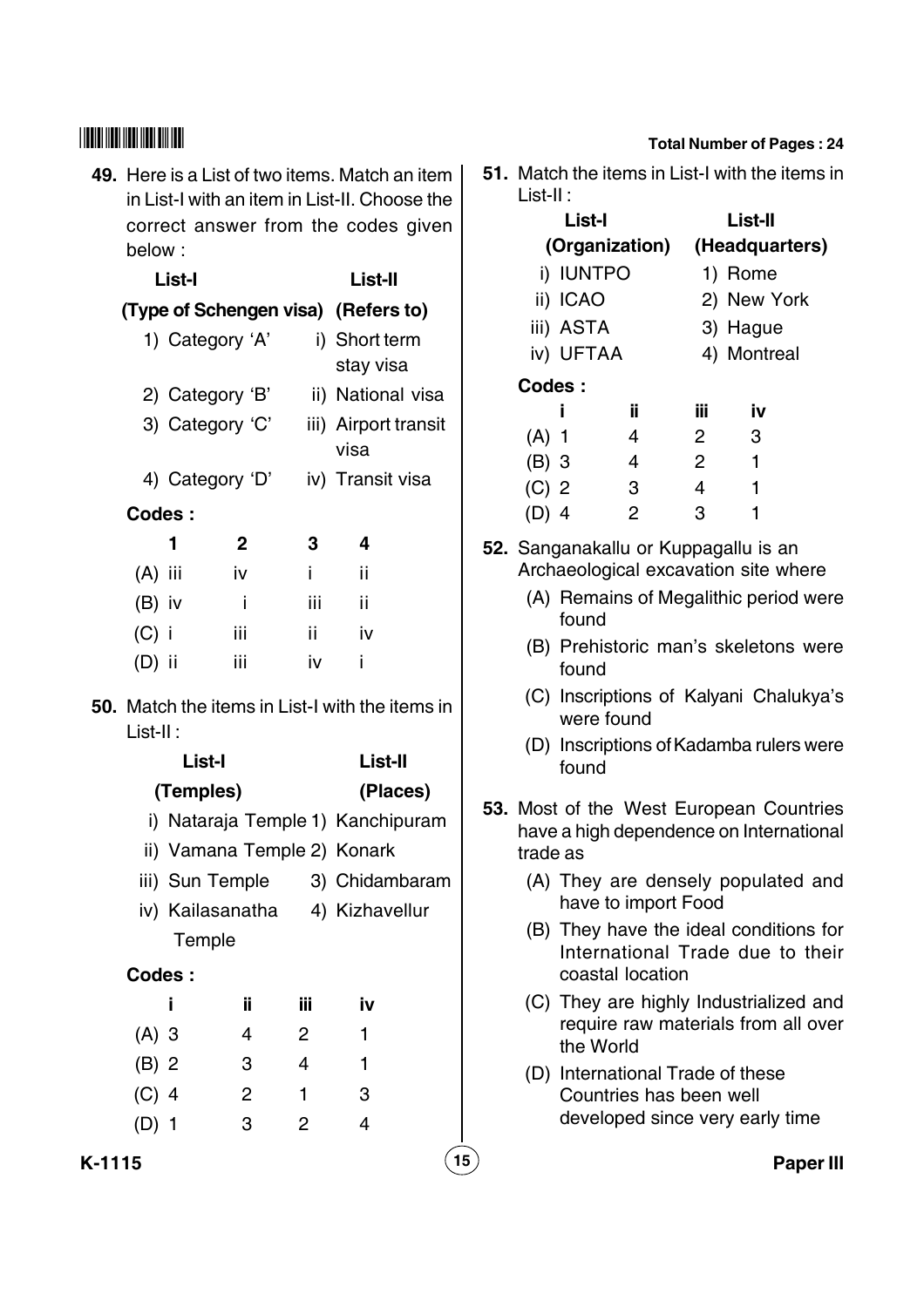**49.** Here is a List of two items. Match an item in List-I with an item in List-II. Choose the correct answer from the codes given below :

| List-I (Type of Schengen visa) | List-II (Refers to) |
|---|---|
| 1) Category 'A' | i) Short term stay visa |
| 2) Category 'B' | ii) National visa |
| 3) Category 'C' | iii) Airport transit visa |
| 4) Category 'D' | iv) Transit visa |

**Codes :**

| | 1 | 2 | 3 | 4 |
|---|---|---|---|---|
| (A) | iii | iv | i | ii |
| (B) | iv | i | iii | ii |
| (C) | i | iii | ii | iv |
| (D) | ii | iii | iv | i |

**50.** Match the items in List-I with the items in List-II :

| List-I (Temples) | List-II (Places) |
|---|---|
| i) Nataraja Temple | 1) Kanchipuram |
| ii) Vamana Temple | 2) Konark |
| iii) Sun Temple | 3) Chidambaram |
| iv) Kailasanatha Temple | 4) Kizhavellur |

**Codes :**

| | i | ii | iii | iv |
|---|---|---|---|---|
| (A) | 3 | 4 | 2 | 1 |
| (B) | 2 | 3 | 4 | 1 |
| (C) | 4 | 2 | 1 | 3 |
| (D) | 1 | 3 | 2 | 4 |

**51.** Match the items in List-I with the items in List-II :

| List-I (Organization) | List-II (Headquarters) |
|---|---|
| i) IUNTPO | 1) Rome |
| ii) ICAO | 2) New York |
| iii) ASTA | 3) Hague |
| iv) UFTAA | 4) Montreal |

**Codes :**

| | i | ii | iii | iv |
|---|---|---|---|---|
| (A) | 1 | 4 | 2 | 3 |
| (B) | 3 | 4 | 2 | 1 |
| (C) | 2 | 3 | 4 | 1 |
| (D) | 4 | 2 | 3 | 1 |

**52.** Sanganakallu or Kuppagallu is an Archaeological excavation site where

(A) Remains of Megalithic period were found

(B) Prehistoric man's skeletons were found

(C) Inscriptions of Kalyani Chalukya's were found

(D) Inscriptions of Kadamba rulers were found

**53.** Most of the West European Countries have a high dependence on International trade as

(A) They are densely populated and have to import Food

(B) They have the ideal conditions for International Trade due to their coastal location

(C) They are highly Industrialized and require raw materials from all over the World

(D) International Trade of these Countries has been well developed since very early time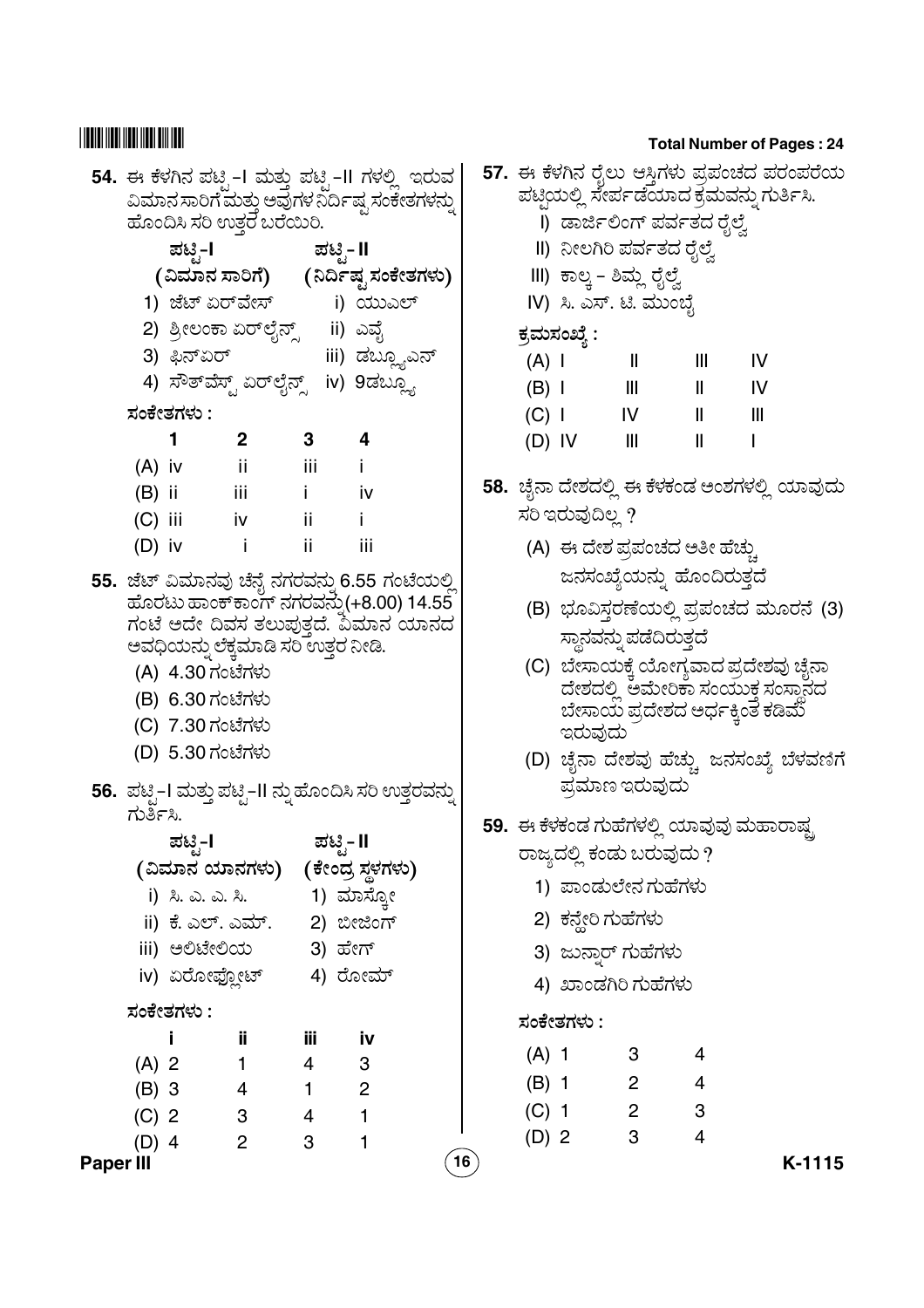**54.** ಈ ಕೆಳಗಿನ ಪಟ್ಟಿ-I ಮತ್ತು ಪಟ್ಟಿ-II ಗಳಲ್ಲಿ ಇರುವ ವಿಮಾನ ಸಾರಿಗೆ ಮತ್ತು ಅವುಗಳ ನಿರ್ದಿಷ್ಟ ಸಂಕೇತಗಳನ್ನು ಹೊಂದಿಸಿ ಸರಿ ಉತ್ತರ ಬರೆಯಿರಿ.

| ಪಟ್ಟಿ-I (ವಿಮಾನ ಸಾರಿಗೆ) | ಪಟ್ಟಿ-II (ನಿರ್ದಿಷ್ಟ ಸಂಕೇತಗಳು) |
|---|---|
| 1) ಜೆಟ್ ಏರ್‌ವೇಸ್ | i) ಯುಎಲ್ |
| 2) ಶ್ರೀಲಂಕಾ ಏರ್‌ಲೈನ್ಸ್ | ii) ಎವೈ |
| 3) ಫಿನ್‌ಏರ್ | iii) ಡಬ್ಲ್ಯುಎನ್ |
| 4) ಸೌತ್‌ವೆಸ್ಟ್ ಏರ್‌ಲೈನ್ಸ್ | iv) 9ಡಬ್ಲ್ಯು |

ಸಂಕೇತಗಳು :

| | 1 | 2 | 3 | 4 |
|---|---|---|---|---|
| (A) | iv | ii | iii | i |
| (B) | ii | iii | i | iv |
| (C) | iii | iv | ii | i |
| (D) | iv | i | ii | iii |

**55.** ಜೆಟ್ ವಿಮಾನವು ಚೆನ್ನೈ ನಗರವನ್ನು 6.55 ಗಂಟೆಯಲ್ಲಿ ಹೊರಟು ಹಾಂಕ್‌ಕಾಂಗ್ ನಗರವನ್ನು (+8.00) 14.55 ಗಂಟೆ ಅದೇ ದಿವಸ ತಲುಪುತ್ತದೆ. ವಿಮಾನ ಯಾನದ ಅವಧಿಯನ್ನು ಲೆಕ್ಕಮಾಡಿ ಸರಿ ಉತ್ತರ ನೀಡಿ.

(A) 4.30 ಗಂಟೆಗಳು

(B) 6.30 ಗಂಟೆಗಳು

(C) 7.30 ಗಂಟೆಗಳು

(D) 5.30 ಗಂಟೆಗಳು

**56.** ಪಟ್ಟಿ-I ಮತ್ತು ಪಟ್ಟಿ-II ನ್ನು ಹೊಂದಿಸಿ ಸರಿ ಉತ್ತರವನ್ನು ಗುರ್ತಿಸಿ.

| ಪಟ್ಟಿ-I (ವಿಮಾನ ಯಾನಗಳು) | ಪಟ್ಟಿ-II (ಕೇಂದ್ರ ಸ್ಥಳಗಳು) |
|---|---|
| i) ಸಿ. ಎ. ಎ. ಸಿ. | 1) ಮಾಸ್ಕೋ |
| ii) ಕೆ. ಎಲ್. ಎಮ್. | 2) ಬೀಜಿಂಗ್ |
| iii) ಅಲಿಟೇಲಿಯ | 3) ಹೇಗ್ |
| iv) ಏರೋಫ್ಲೋಟ್ | 4) ರೋಮ್ |

ಸಂಕೇತಗಳು :

| | i | ii | iii | iv |
|---|---|---|---|---|
| (A) | 2 | 1 | 4 | 3 |
| (B) | 3 | 4 | 1 | 2 |
| (C) | 2 | 3 | 4 | 1 |
| (D) | 4 | 2 | 3 | 1 |

**57.** ಈ ಕೆಳಗಿನ ರೈಲು ಆಸ್ತಿಗಳು ಪ್ರಪಂಚದ ಪರಂಪರೆಯ ಪಟ್ಟಿಯಲ್ಲಿ ಸೇರ್ಪಡೆಯಾದ ಕ್ರಮವನ್ನು ಗುರ್ತಿಸಿ.

I) ಡಾರ್ಜಿಲಿಂಗ್ ಪರ್ವತದ ರೈಲ್ವೆ

II) ನೀಲಗಿರಿ ಪರ್ವತದ ರೈಲ್ವೆ

III) ಕಾಲ್ಕ – ಶಿಮ್ಲ ರೈಲ್ವೆ

IV) ಸಿ. ಎಸ್. ಟಿ. ಮುಂಬೈ

ಕ್ರಮಸಂಖ್ಯೆ :

| | | | | |
|---|---|---|---|---|
| (A) | I | II | III | IV |
| (B) | I | III | II | IV |
| (C) | I | IV | II | III |
| (D) | IV | III | II | I |

**58.** ಚೈನಾ ದೇಶದಲ್ಲಿ ಈ ಕೆಳಕಂಡ ಅಂಶಗಳಲ್ಲಿ ಯಾವುದು ಸರಿ ಇರುವುದಿಲ್ಲ ?

(A) ಈ ದೇಶ ಪ್ರಪಂಚದ ಅತೀ ಹೆಚ್ಚು ಜನಸಂಖ್ಯೆಯನ್ನು ಹೊಂದಿರುತ್ತದೆ

(B) ಭೂವಿಸ್ತರಣೆಯಲ್ಲಿ ಪ್ರಪಂಚದ ಮೂರನೆ (3) ಸ್ಥಾನವನ್ನು ಪಡೆದಿರುತ್ತದೆ

(C) ಬೇಸಾಯಕ್ಕೆ ಯೋಗ್ಯವಾದ ಪ್ರದೇಶವು ಚೈನಾ ದೇಶದಲ್ಲಿ ಅಮೇರಿಕಾ ಸಂಯುಕ್ತ ಸಂಸ್ಥಾನದ ಬೇಸಾಯ ಪ್ರದೇಶದ ಅರ್ಧಕ್ಕಿಂತ ಕಡಿಮೆ ಇರುವುದು

(D) ಚೈನಾ ದೇಶವು ಹೆಚ್ಚು ಜನಸಂಖ್ಯೆ ಬೆಳವಣಿಗೆ ಪ್ರಮಾಣ ಇರುವುದು

**59.** ಈ ಕೆಳಕಂಡ ಗುಹೆಗಳಲ್ಲಿ ಯಾವುವು ಮಹಾರಾಷ್ಟ್ರ ರಾಜ್ಯದಲ್ಲಿ ಕಂಡು ಬರುವುದು ?

1) ಪಾಂಡುಲೇನ ಗುಹೆಗಳು

2) ಕನ್ಹೇರಿ ಗುಹೆಗಳು

3) ಜುನ್ನಾರ್ ಗುಹೆಗಳು

4) ಖಾಂಡಗಿರಿ ಗುಹೆಗಳು

ಸಂಕೇತಗಳು :

| | | | |
|---|---|---|---|
| (A) | 1 | 3 | 4 |
| (B) | 1 | 2 | 4 |
| (C) | 1 | 2 | 3 |
| (D) | 2 | 3 | 4 |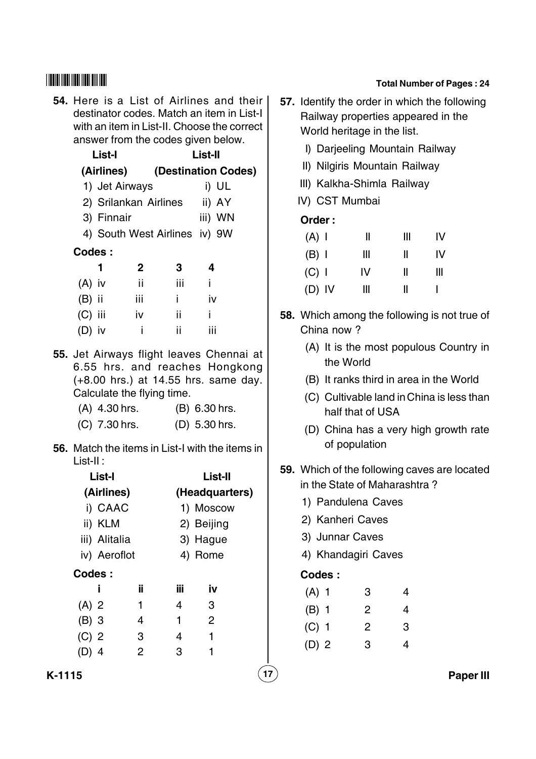**54.** Here is a List of Airlines and their destinator codes. Match an item in List-I with an item in List-II. Choose the correct answer from the codes given below.

| List-I (Airlines) | List-II (Destination Codes) |
|---|---|
| 1) Jet Airways | i) UL |
| 2) Srilankan Airlines | ii) AY |
| 3) Finnair | iii) WN |
| 4) South West Airlines | iv) 9W |

**Codes :**

| | 1 | 2 | 3 | 4 |
|---|---|---|---|---|
| (A) | iv | ii | iii | i |
| (B) | ii | iii | i | iv |
| (C) | iii | iv | ii | i |
| (D) | iv | i | ii | iii |

**55.** Jet Airways flight leaves Chennai at 6.55 hrs. and reaches Hongkong (+8.00 hrs.) at 14.55 hrs. same day. Calculate the flying time.

(A) 4.30 hrs. (B) 6.30 hrs.

(C) 7.30 hrs. (D) 5.30 hrs.

**56.** Match the items in List-I with the items in List-II :

| List-I (Airlines) | List-II (Headquarters) |
|---|---|
| i) CAAC | 1) Moscow |
| ii) KLM | 2) Beijing |
| iii) Alitalia | 3) Hague |
| iv) Aeroflot | 4) Rome |

**Codes :**

| | i | ii | iii | iv |
|---|---|---|---|---|
| (A) | 2 | 1 | 4 | 3 |
| (B) | 3 | 4 | 1 | 2 |
| (C) | 2 | 3 | 4 | 1 |
| (D) | 4 | 2 | 3 | 1 |

**57.** Identify the order in which the following Railway properties appeared in the World heritage in the list.

I) Darjeeling Mountain Railway

II) Nilgiris Mountain Railway

III) Kalkha-Shimla Railway

IV) CST Mumbai

**Order :**

| | | | | |
|---|---|---|---|---|
| (A) | I | II | III | IV |
| (B) | I | III | II | IV |
| (C) | I | IV | II | III |
| (D) | IV | III | II | I |

**58.** Which among the following is not true of China now ?

(A) It is the most populous Country in the World

(B) It ranks third in area in the World

(C) Cultivable land in China is less than half that of USA

(D) China has a very high growth rate of population

**59.** Which of the following caves are located in the State of Maharashtra ?

1) Pandulena Caves

2) Kanheri Caves

3) Junnar Caves

4) Khandagiri Caves

**Codes :**

| | | | |
|---|---|---|---|
| (A) | 1 | 3 | 4 |
| (B) | 1 | 2 | 4 |
| (C) | 1 | 2 | 3 |
| (D) | 2 | 3 | 4 |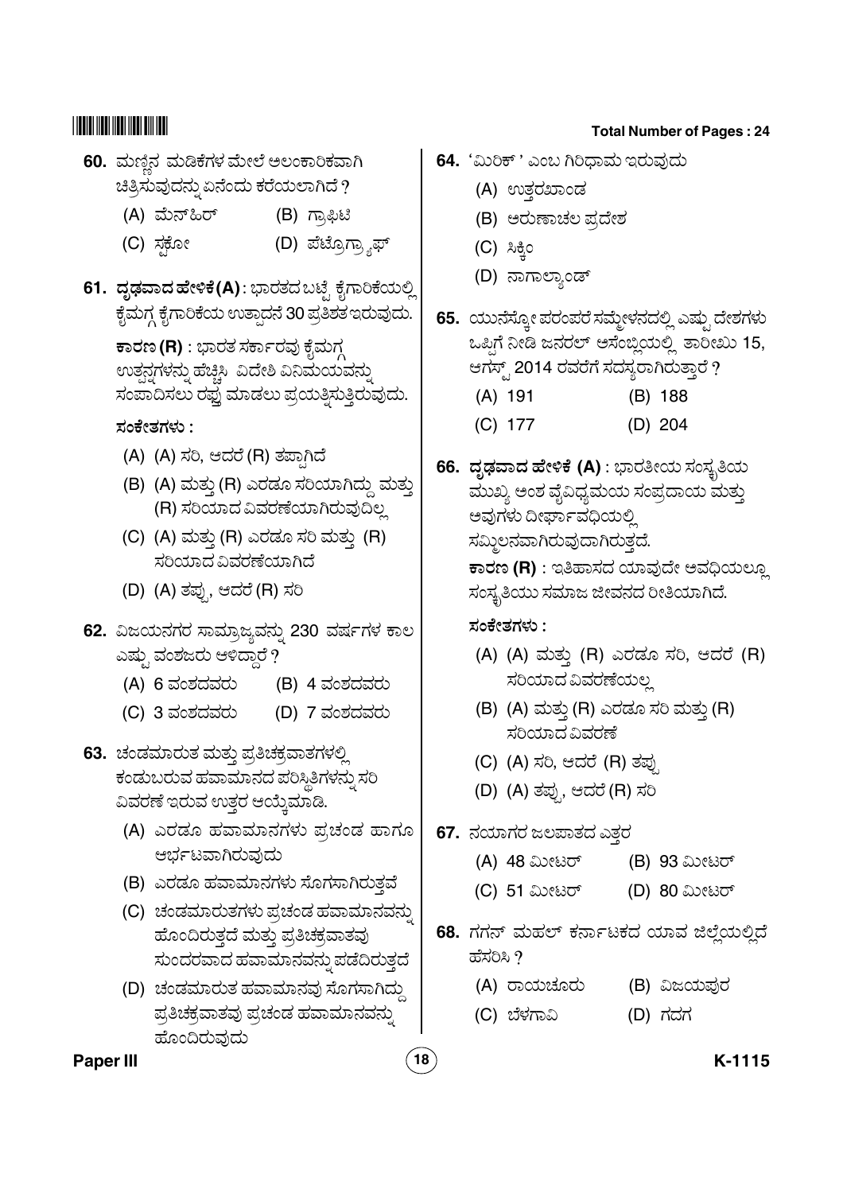**60.** ಮಣ್ಣಿನ ಮಡಿಕೆಗಳ ಮೇಲೆ ಅಲಂಕಾರಿಕವಾಗಿ ಚಿತ್ರಿಸುವುದನ್ನು ಏನೆಂದು ಕರೆಯಲಾಗಿದೆ ?

(A) ಮೆನ್‌ಹಿರ್
(B) ಗ್ರಾಫಿಟಿ
(C) ಸ್ಟಕೋ
(D) ಪೆಟ್ರೊಗ್ರ್ಯಾಫ್

**61. ದೃಢವಾದ ಹೇಳಿಕೆ (A)** : ಭಾರತದ ಬಟ್ಟೆ ಕೈಗಾರಿಕೆಯಲ್ಲಿ ಕೈಮಗ್ಗ ಕೈಗಾರಿಕೆಯ ಉತ್ಪಾದನೆ 30 ಪ್ರತಿಶತ ಇರುವುದು.

**ಕಾರಣ (R)** : ಭಾರತ ಸರ್ಕಾರವು ಕೈಮಗ್ಗ ಉತ್ಪನ್ನಗಳನ್ನು ಹೆಚ್ಚಿಸಿ ವಿದೇಶಿ ವಿನಿಮಯವನ್ನು ಸಂಪಾದಿಸಲು ರಫ್ತು ಮಾಡಲು ಪ್ರಯತ್ನಿಸುತ್ತಿರುವುದು.

**ಸಂಕೇತಗಳು :**

(A) (A) ಸರಿ, ಆದರೆ (R) ತಪ್ಪಾಗಿದೆ
(B) (A) ಮತ್ತು (R) ಎರಡೂ ಸರಿಯಾಗಿದ್ದು ಮತ್ತು (R) ಸರಿಯಾದ ವಿವರಣೆಯಾಗಿರುವುದಿಲ್ಲ
(C) (A) ಮತ್ತು (R) ಎರಡೂ ಸರಿ ಮತ್ತು (R) ಸರಿಯಾದ ವಿವರಣೆಯಾಗಿದೆ
(D) (A) ತಪ್ಪು, ಆದರೆ (R) ಸರಿ

**62.** ವಿಜಯನಗರ ಸಾಮ್ರಾಜ್ಯವನ್ನು 230 ವರ್ಷಗಳ ಕಾಲ ಎಷ್ಟು ವಂಶಜರು ಆಳಿದ್ದಾರೆ ?

(A) 6 ವಂಶದವರು
(B) 4 ವಂಶದವರು
(C) 3 ವಂಶದವರು
(D) 7 ವಂಶದವರು

**63.** ಚಂಡಮಾರುತ ಮತ್ತು ಪ್ರತಿಚಕ್ರವಾತಗಳಲ್ಲಿ ಕಂಡುಬರುವ ಹವಾಮಾನದ ಪರಿಸ್ಥಿತಿಗಳನ್ನು ಸರಿ ವಿವರಣೆ ಇರುವ ಉತ್ತರ ಆಯ್ಕೆಮಾಡಿ.

(A) ಎರಡೂ ಹವಾಮಾನಗಳು ಪ್ರಚಂಡ ಹಾಗೂ ಆರ್ಭಟವಾಗಿರುವುದು
(B) ಎರಡೂ ಹವಾಮಾನಗಳು ಸೊಗಸಾಗಿರುತ್ತವೆ
(C) ಚಂಡಮಾರುತಗಳು ಪ್ರಚಂಡ ಹವಾಮಾನವನ್ನು ಹೊಂದಿರುತ್ತದೆ ಮತ್ತು ಪ್ರತಿಚಕ್ರವಾತವು ಸುಂದರವಾದ ಹವಾಮಾನವನ್ನು ಪಡೆದಿರುತ್ತದೆ
(D) ಚಂಡಮಾರುತ ಹವಾಮಾನವು ಸೊಗಸಾಗಿದ್ದು ಪ್ರತಿಚಕ್ರವಾತವು ಪ್ರಚಂಡ ಹವಾಮಾನವನ್ನು ಹೊಂದಿರುವುದು

**64.** 'ಮಿರಿಕ್' ಎಂಬ ಗಿರಿಧಾಮ ಇರುವುದು

(A) ಉತ್ತರಖಾಂಡ
(B) ಅರುಣಾಚಲ ಪ್ರದೇಶ
(C) ಸಿಕ್ಕಿಂ
(D) ನಾಗಾಲ್ಯಾಂಡ್

**65.** ಯುನೆಸ್ಕೋ ಪರಂಪರೆ ಸಮ್ಮೇಳನದಲ್ಲಿ ಎಷ್ಟು ದೇಶಗಳು ಒಪ್ಪಿಗೆ ನೀಡಿ ಜನರಲ್ ಅಸೆಂಬ್ಲಿಯಲ್ಲಿ ತಾರೀಖು 15, ಆಗಸ್ಟ್ 2014 ರವರೆಗೆ ಸದಸ್ಯರಾಗಿರುತ್ತಾರೆ ?

(A) 191
(B) 188
(C) 177
(D) 204

**66. ದೃಢವಾದ ಹೇಳಿಕೆ (A)** : ಭಾರತೀಯ ಸಂಸ್ಕೃತಿಯ ಮುಖ್ಯ ಅಂಶ ವೈವಿಧ್ಯಮಯ ಸಂಪ್ರದಾಯ ಮತ್ತು ಅವುಗಳು ದೀರ್ಘಾವಧಿಯಲ್ಲಿ ಸಮ್ಮಿಲನವಾಗಿರುವುದಾಗಿರುತ್ತದೆ.

**ಕಾರಣ (R)** : ಇತಿಹಾಸದ ಯಾವುದೇ ಅವಧಿಯಲ್ಲೂ ಸಂಸ್ಕೃತಿಯು ಸಮಾಜ ಜೀವನದ ರೀತಿಯಾಗಿದೆ.

**ಸಂಕೇತಗಳು :**

(A) (A) ಮತ್ತು (R) ಎರಡೂ ಸರಿ, ಆದರೆ (R) ಸರಿಯಾದ ವಿವರಣೆಯಲ್ಲ
(B) (A) ಮತ್ತು (R) ಎರಡೂ ಸರಿ ಮತ್ತು (R) ಸರಿಯಾದ ವಿವರಣೆ
(C) (A) ಸರಿ, ಆದರೆ (R) ತಪ್ಪು
(D) (A) ತಪ್ಪು, ಆದರೆ (R) ಸರಿ

**67.** ನಯಾಗರ ಜಲಪಾತದ ಎತ್ತರ

(A) 48 ಮೀಟರ್
(B) 93 ಮೀಟರ್
(C) 51 ಮೀಟರ್
(D) 80 ಮೀಟರ್

**68.** ಗಗನ್ ಮಹಲ್ ಕರ್ನಾಟಕದ ಯಾವ ಜಿಲ್ಲೆಯಲ್ಲಿದೆ ಹೆಸರಿಸಿ ?

(A) ರಾಯಚೂರು
(B) ವಿಜಯಪುರ
(C) ಬೆಳಗಾವಿ
(D) ಗದಗ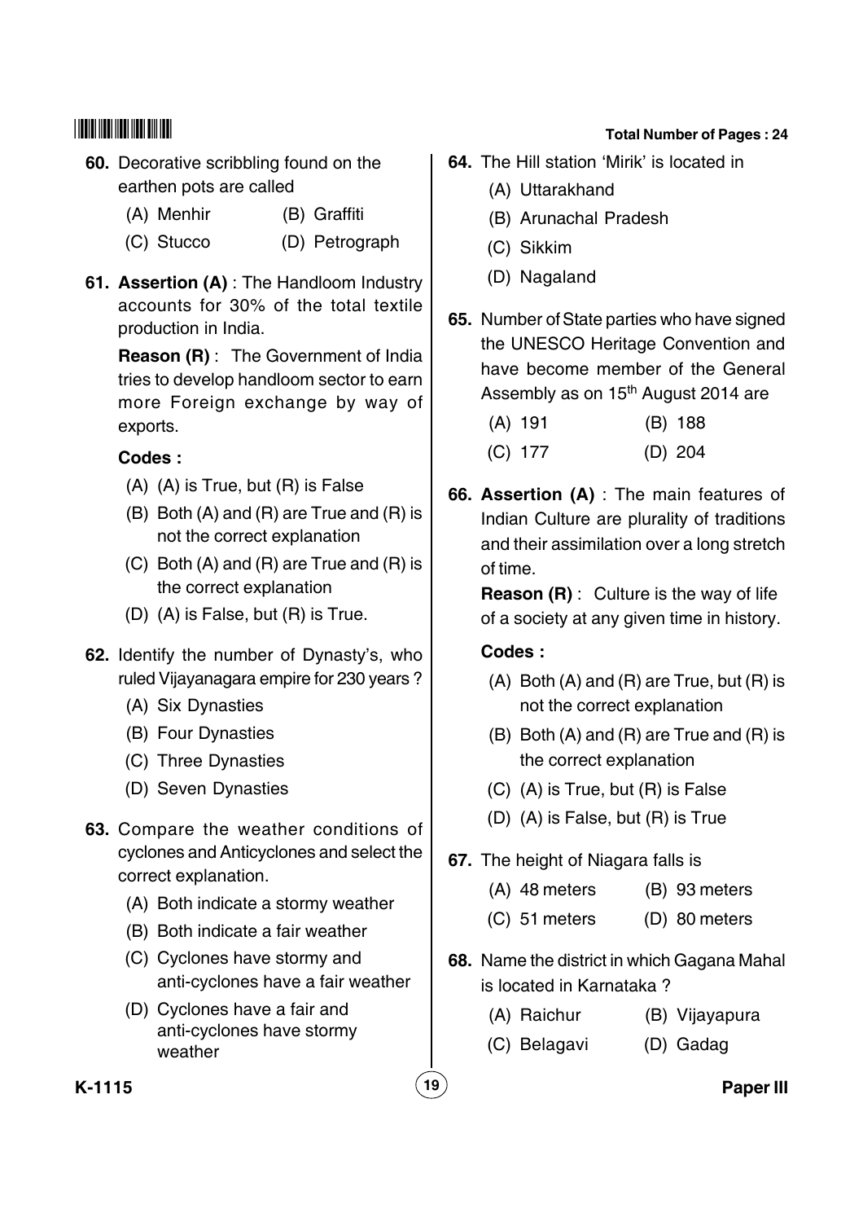60. Decorative scribbling found on the earthen pots are called

    (A) Menhir
    (B) Graffiti
    (C) Stucco
    (D) Petrograph

61. **Assertion (A)** : The Handloom Industry accounts for 30% of the total textile production in India.

    **Reason (R)** : The Government of India tries to develop handloom sector to earn more Foreign exchange by way of exports.

    **Codes :**

    (A) (A) is True, but (R) is False
    (B) Both (A) and (R) are True and (R) is not the correct explanation
    (C) Both (A) and (R) are True and (R) is the correct explanation
    (D) (A) is False, but (R) is True.

62. Identify the number of Dynasty's, who ruled Vijayanagara empire for 230 years ?

    (A) Six Dynasties
    (B) Four Dynasties
    (C) Three Dynasties
    (D) Seven Dynasties

63. Compare the weather conditions of cyclones and Anticyclones and select the correct explanation.

    (A) Both indicate a stormy weather
    (B) Both indicate a fair weather
    (C) Cyclones have stormy and anti-cyclones have a fair weather
    (D) Cyclones have a fair and anti-cyclones have stormy weather

64. The Hill station 'Mirik' is located in

    (A) Uttarakhand
    (B) Arunachal Pradesh
    (C) Sikkim
    (D) Nagaland

65. Number of State parties who have signed the UNESCO Heritage Convention and have become member of the General Assembly as on 15th August 2014 are

    (A) 191
    (B) 188
    (C) 177
    (D) 204

66. **Assertion (A)** : The main features of Indian Culture are plurality of traditions and their assimilation over a long stretch of time.

    **Reason (R)** : Culture is the way of life of a society at any given time in history.

    **Codes :**

    (A) Both (A) and (R) are True, but (R) is not the correct explanation
    (B) Both (A) and (R) are True and (R) is the correct explanation
    (C) (A) is True, but (R) is False
    (D) (A) is False, but (R) is True

67. The height of Niagara falls is

    (A) 48 meters
    (B) 93 meters
    (C) 51 meters
    (D) 80 meters

68. Name the district in which Gagana Mahal is located in Karnataka ?

    (A) Raichur
    (B) Vijayapura
    (C) Belagavi
    (D) Gadag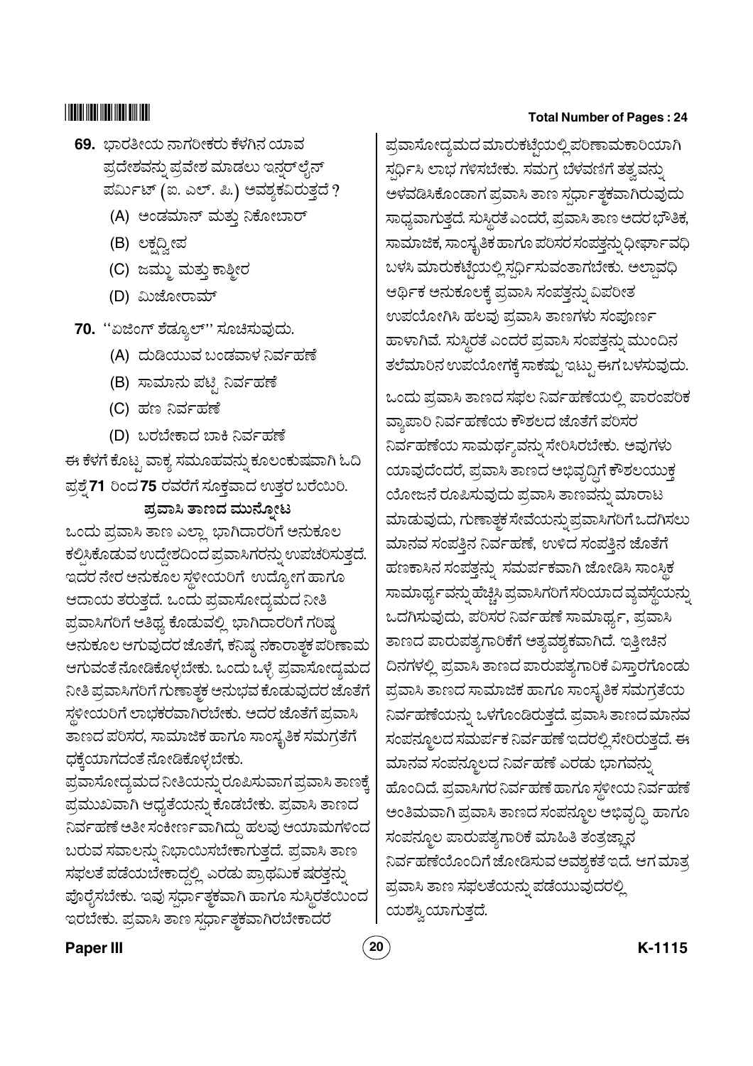69. ಭಾರತೀಯ ನಾಗರೀಕರು ಕೆಳಗಿನ ಯಾವ ಪ್ರದೇಶವನ್ನು ಪ್ರವೇಶ ಮಾಡಲು ಇನ್ನರ್‌ಲೈನ್ ಪರ್ಮಿಟ್ (ಐ. ಎಲ್. ಪಿ.) ಅವಶ್ಯಕವಿರುತ್ತದೆ ?

   (A) ಅಂಡಮಾನ್ ಮತ್ತು ನಿಕೋಬಾರ್

   (B) ಲಕ್ಷದ್ವೀಪ

   (C) ಜಮ್ಮು ಮತ್ತು ಕಾಶ್ಮೀರ

   (D) ಮಿಜೋರಾಮ್

70. ''ಏಜಿಂಗ್ ಶೆಡ್ಯೂಲ್'' ಸೂಚಿಸುವುದು.

   (A) ದುಡಿಯುವ ಬಂಡವಾಳ ನಿರ್ವಹಣೆ

   (B) ಸಾಮಾನು ಪಟ್ಟಿ ನಿರ್ವಹಣೆ

   (C) ಹಣ ನಿರ್ವಹಣೆ

   (D) ಬರಬೇಕಾದ ಬಾಕಿ ನಿರ್ವಹಣೆ

ಈ ಕೆಳಗೆ ಕೊಟ್ಟ ವಾಕ್ಯ ಸಮೂಹವನ್ನು ಕೂಲಂಕುಷವಾಗಿ ಓದಿ ಪ್ರಶ್ನೆ **71** ರಿಂದ **75** ರವರೆಗೆ ಸೂಕ್ತವಾದ ಉತ್ತರ ಬರೆಯಿರಿ.

**ಪ್ರವಾಸಿ ತಾಣದ ಮುನ್ನೋಟ**

ಒಂದು ಪ್ರವಾಸಿ ತಾಣ ಎಲ್ಲಾ ಭಾಗಿದಾರರಿಗೆ ಅನುಕೂಲ ಕಲ್ಪಿಸಿಕೊಡುವ ಉದ್ದೇಶದಿಂದ ಪ್ರವಾಸಿಗರನ್ನು ಉಪಚರಿಸುತ್ತದೆ. ಇದರ ನೇರ ಅನುಕೂಲ ಸ್ಥಳೀಯರಿಗೆ ಉದ್ಯೋಗ ಹಾಗೂ ಆದಾಯ ತರುತ್ತದೆ. ಒಂದು ಪ್ರವಾಸೋದ್ಯಮದ ನೀತಿ ಪ್ರವಾಸಿಗರಿಗೆ ಆತಿಥ್ಯ ಕೊಡುವಲ್ಲಿ ಭಾಗಿದಾರರಿಗೆ ಗರಿಷ್ಠ ಅನುಕೂಲ ಆಗುವುದರ ಜೊತೆಗೆ, ಕನಿಷ್ಠ ನಕಾರಾತ್ಮಕ ಪರಿಣಾಮ ಆಗುವಂತೆ ನೋಡಿಕೊಳ್ಳಬೇಕು. ಒಂದು ಒಳ್ಳೆ ಪ್ರವಾಸೋದ್ಯಮದ ನೀತಿ ಪ್ರವಾಸಿಗರಿಗೆ ಗುಣಾತ್ಮಕ ಅನುಭವ ಕೊಡುವುದರ ಜೊತೆಗೆ ಸ್ಥಳೀಯರಿಗೆ ಲಾಭಕರವಾಗಿರಬೇಕು. ಅದರ ಜೊತೆಗೆ ಪ್ರವಾಸಿ ತಾಣದ ಪರಿಸರ, ಸಾಮಾಜಿಕ ಹಾಗೂ ಸಾಂಸ್ಕೃತಿಕ ಸಮಗ್ರತೆಗೆ ಧಕ್ಕೆಯಾಗದಂತೆ ನೋಡಿಕೊಳ್ಳಬೇಕು.

ಪ್ರವಾಸೋದ್ಯಮದ ನೀತಿಯನ್ನು ರೂಪಿಸುವಾಗ ಪ್ರವಾಸಿ ತಾಣಕ್ಕೆ ಪ್ರಮುಖವಾಗಿ ಆದ್ಯತೆಯನ್ನು ಕೊಡಬೇಕು. ಪ್ರವಾಸಿ ತಾಣದ ನಿರ್ವಹಣೆ ಅತೀ ಸಂಕೀರ್ಣವಾಗಿದ್ದು ಹಲವು ಆಯಾಮಗಳಿಂದ ಬರುವ ಸವಾಲನ್ನು ನಿಭಾಯಿಸಬೇಕಾಗುತ್ತದೆ. ಪ್ರವಾಸಿ ತಾಣ ಸಫಲತೆ ಪಡೆಯಬೇಕಾದ್ದಲ್ಲಿ, ಎರಡು ಪ್ರಾಥಮಿಕ ಷರತ್ತನ್ನು ಪೂರೈಸಬೇಕು. ಇವು ಸ್ಪರ್ಧಾತ್ಮಕವಾಗಿ ಹಾಗೂ ಸುಸ್ಥಿರತೆಯಿಂದ ಇರಬೇಕು. ಪ್ರವಾಸಿ ತಾಣ ಸ್ಪರ್ಧಾತ್ಮಕವಾಗಿರಬೇಕಾದರೆ ಪ್ರವಾಸೋದ್ಯಮದ ಮಾರುಕಟ್ಟೆಯಲ್ಲಿ ಪರಿಣಾಮಕಾರಿಯಾಗಿ ಸ್ಪರ್ಧಿಸಿ ಲಾಭ ಗಳಿಸಬೇಕು. ಸಮಗ್ರ ಬೆಳವಣಿಗೆ ತತ್ವವನ್ನು ಅಳವಡಿಸಿಕೊಂಡಾಗ ಪ್ರವಾಸಿ ತಾಣ ಸ್ಪರ್ಧಾತ್ಮಕವಾಗಿರುವುದು ಸಾಧ್ಯವಾಗುತ್ತದೆ. ಸುಸ್ಥಿರತೆ ಎಂದರೆ, ಪ್ರವಾಸಿ ತಾಣ ಅದರ ಭೌತಿಕ, ಸಾಮಾಜಿಕ, ಸಾಂಸ್ಕೃತಿಕ ಹಾಗೂ ಪರಿಸರ ಸಂಪತ್ತನ್ನು ಧೀರ್ಘಾವಧಿ ಬಳಸಿ ಮಾರುಕಟ್ಟೆಯಲ್ಲಿ ಸ್ಪರ್ಧಿಸುವಂತಾಗಬೇಕು. ಅಲ್ಪಾವಧಿ ಆರ್ಥಿಕ ಅನುಕೂಲಕ್ಕೆ ಪ್ರವಾಸಿ ಸಂಪತ್ತನ್ನು ವಿಪರೀತ ಉಪಯೋಗಿಸಿ ಹಲವು ಪ್ರವಾಸಿ ತಾಣಗಳು ಸಂಪೂರ್ಣ ಹಾಳಾಗಿವೆ. ಸುಸ್ಥಿರತೆ ಎಂದರೆ ಪ್ರವಾಸಿ ಸಂಪತ್ತನ್ನು ಮುಂದಿನ ತಲೆಮಾರಿನ ಉಪಯೋಗಕ್ಕೆ ಸಾಕಷ್ಟು ಇಟ್ಟು ಈಗ ಬಳಸುವುದು.

ಒಂದು ಪ್ರವಾಸಿ ತಾಣದ ಸಫಲ ನಿರ್ವಹಣೆಯಲ್ಲಿ ಪಾರಂಪರಿಕ ವ್ಯಾಪಾರಿ ನಿರ್ವಹಣೆಯ ಕೌಶಲದ ಜೊತೆಗೆ ಪರಿಸರ ನಿರ್ವಹಣೆಯ ಸಾಮರ್ಥ್ಯವನ್ನು ಸೇರಿಸಿರಬೇಕು. ಅವುಗಳು ಯಾವುದೆಂದರೆ, ಪ್ರವಾಸಿ ತಾಣದ ಅಭಿವೃದ್ಧಿಗೆ ಕೌಶಲಯುಕ್ತ ಯೋಜನೆ ರೂಪಿಸುವುದು ಪ್ರವಾಸಿ ತಾಣವನ್ನು ಮಾರಾಟ ಮಾಡುವುದು, ಗುಣಾತ್ಮಕ ಸೇವೆಯನ್ನು ಪ್ರವಾಸಿಗರಿಗೆ ಒದಗಿಸಲು ಮಾನವ ಸಂಪತ್ತಿನ ನಿರ್ವಹಣೆ, ಉಳಿದ ಸಂಪತ್ತಿನ ಜೊತೆಗೆ ಹಣಕಾಸಿನ ಸಂಪತ್ತನ್ನು ಸಮರ್ಪಕವಾಗಿ ಜೋಡಿಸಿ ಸಾಂಸ್ಥಿಕ ಸಾಮಾರ್ಥ್ಯವನ್ನು ಹೆಚ್ಚಿಸಿ ಪ್ರವಾಸಿಗರಿಗೆ ಸರಿಯಾದ ವ್ಯವಸ್ಥೆಯನ್ನು ಒದಗಿಸುವುದು, ಪರಿಸರ ನಿರ್ವಹಣೆ ಸಾಮರ್ಥ್ಯ, ಪ್ರವಾಸಿ ತಾಣದ ಪಾರುಪತ್ಯಗಾರಿಕೆಗೆ ಅತ್ಯವಶ್ಯಕವಾಗಿದೆ. ಇತ್ತೀಚಿನ ದಿನಗಳಲ್ಲಿ ಪ್ರವಾಸಿ ತಾಣದ ಪಾರುಪತ್ಯಗಾರಿಕೆ ವಿಸ್ತಾರಗೊಂಡು ಪ್ರವಾಸಿ ತಾಣದ ಸಾಮಾಜಿಕ ಹಾಗೂ ಸಾಂಸ್ಕೃತಿಕ ಸಮಗ್ರತೆಯ ನಿರ್ವಹಣೆಯನ್ನು ಒಳಗೊಂಡಿರುತ್ತದೆ. ಪ್ರವಾಸಿ ತಾಣದ ಮಾನವ ಸಂಪನ್ಮೂಲದ ಸಮರ್ಪಕ ನಿರ್ವಹಣೆ ಇದರಲ್ಲಿ ಸೇರಿರುತ್ತದೆ. ಈ ಮಾನವ ಸಂಪನ್ಮೂಲದ ನಿರ್ವಹಣೆ ಎರಡು ಭಾಗವನ್ನು ಹೊಂದಿದೆ. ಪ್ರವಾಸಿಗರ ನಿರ್ವಹಣೆ ಹಾಗೂ ಸ್ಥಳೀಯ ನಿರ್ವಹಣೆ ಅಂತಿಮವಾಗಿ ಪ್ರವಾಸಿ ತಾಣದ ಸಂಪನ್ಮೂಲ ಅಭಿವೃದ್ಧಿ ಹಾಗೂ ಸಂಪನ್ಮೂಲ ಪಾರುಪತ್ಯಗಾರಿಕೆ ಮಾಹಿತಿ ತಂತ್ರಜ್ಞಾನ ನಿರ್ವಹಣೆಯೊಂದಿಗೆ ಜೋಡಿಸುವ ಅವಶ್ಯಕತೆ ಇದೆ. ಆಗ ಮಾತ್ರ ಪ್ರವಾಸಿ ತಾಣ ಸಫಲತೆಯನ್ನು ಪಡೆಯುವುದರಲ್ಲಿ ಯಶಸ್ವಿಯಾಗುತ್ತದೆ.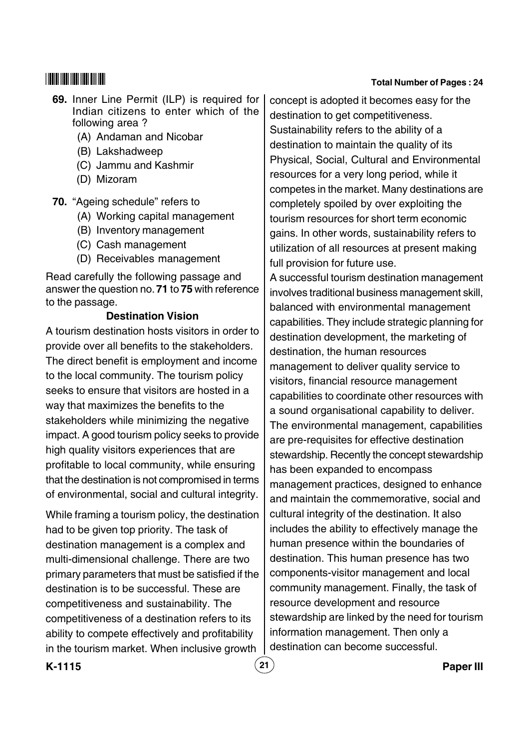**69.** Inner Line Permit (ILP) is required for Indian citizens to enter which of the following area ?

(A) Andaman and Nicobar

(B) Lakshadweep

(C) Jammu and Kashmir

(D) Mizoram

**70.** "Ageing schedule" refers to

(A) Working capital management

(B) Inventory management

(C) Cash management

(D) Receivables management

Read carefully the following passage and answer the question no. **71** to **75** with reference to the passage.

**Destination Vision**

A tourism destination hosts visitors in order to provide over all benefits to the stakeholders. The direct benefit is employment and income to the local community. The tourism policy seeks to ensure that visitors are hosted in a way that maximizes the benefits to the stakeholders while minimizing the negative impact. A good tourism policy seeks to provide high quality visitors experiences that are profitable to local community, while ensuring that the destination is not compromised in terms of environmental, social and cultural integrity.

While framing a tourism policy, the destination had to be given top priority. The task of destination management is a complex and multi-dimensional challenge. There are two primary parameters that must be satisfied if the destination is to be successful. These are competitiveness and sustainability. The competitiveness of a destination refers to its ability to compete effectively and profitability in the tourism market. When inclusive growth concept is adopted it becomes easy for the destination to get competitiveness. Sustainability refers to the ability of a destination to maintain the quality of its Physical, Social, Cultural and Environmental resources for a very long period, while it competes in the market. Many destinations are completely spoiled by over exploiting the tourism resources for short term economic gains. In other words, sustainability refers to utilization of all resources at present making full provision for future use.

A successful tourism destination management involves traditional business management skill, balanced with environmental management capabilities. They include strategic planning for destination development, the marketing of destination, the human resources management to deliver quality service to visitors, financial resource management capabilities to coordinate other resources with a sound organisational capability to deliver. The environmental management, capabilities are pre-requisites for effective destination stewardship. Recently the concept stewardship has been expanded to encompass management practices, designed to enhance and maintain the commemorative, social and cultural integrity of the destination. It also includes the ability to effectively manage the human presence within the boundaries of destination. This human presence has two components-visitor management and local community management. Finally, the task of resource development and resource stewardship are linked by the need for tourism information management. Then only a destination can become successful.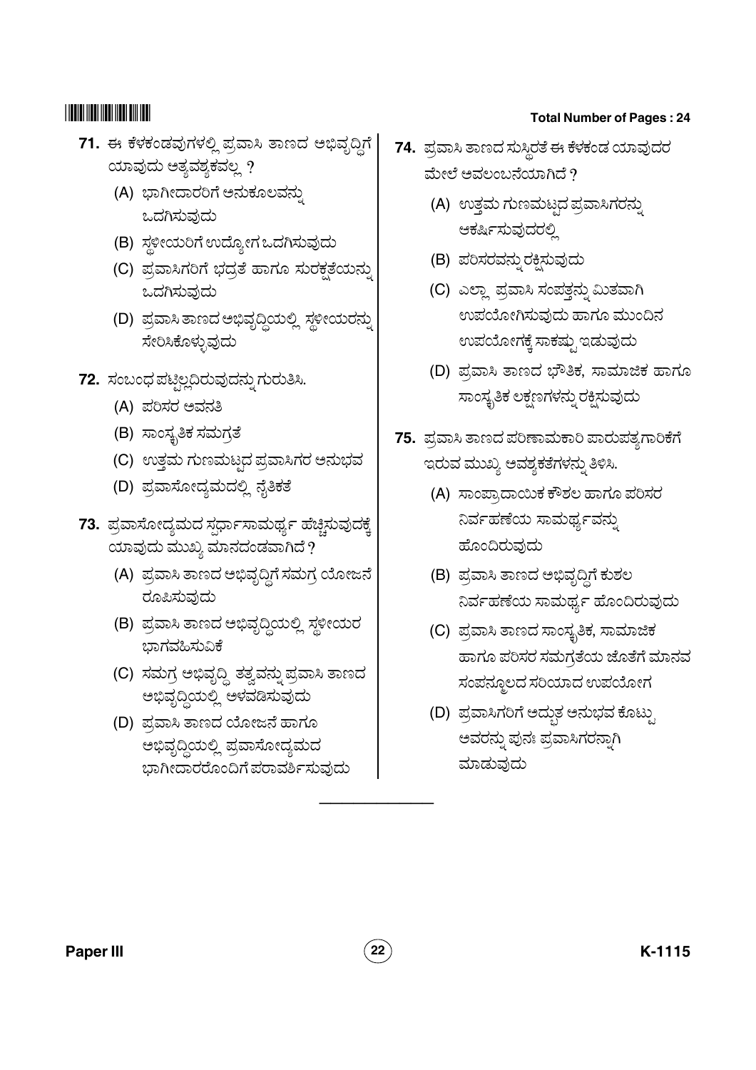71. ಈ ಕೆಳಕಂಡವುಗಳಲ್ಲಿ ಪ್ರವಾಸಿ ತಾಣದ ಅಭಿವೃದ್ಧಿಗೆ ಯಾವುದು ಅತ್ಯವಶ್ಯಕವಲ್ಲ ?

(A) ಭಾಗೀದಾರರಿಗೆ ಅನುಕೂಲವನ್ನು ಒದಗಿಸುವುದು

(B) ಸ್ಥಳೀಯರಿಗೆ ಉದ್ಯೋಗ ಒದಗಿಸುವುದು

(C) ಪ್ರವಾಸಿಗರಿಗೆ ಭದ್ರತೆ ಹಾಗೂ ಸುರಕ್ಷತೆಯನ್ನು ಒದಗಿಸುವುದು

(D) ಪ್ರವಾಸಿ ತಾಣದ ಅಭಿವೃದ್ಧಿಯಲ್ಲಿ ಸ್ಥಳೀಯರನ್ನು ಸೇರಿಸಿಕೊಳ್ಳುವುದು

72. ಸಂಬಂಧ ಪಟ್ಟಿಲ್ಲದಿರುವುದನ್ನು ಗುರುತಿಸಿ.

(A) ಪರಿಸರ ಅವನತಿ

(B) ಸಾಂಸ್ಕೃತಿಕ ಸಮಗ್ರತೆ

(C) ಉತ್ತಮ ಗುಣಮಟ್ಟದ ಪ್ರವಾಸಿಗರ ಅನುಭವ

(D) ಪ್ರವಾಸೋದ್ಯಮದಲ್ಲಿ ನೈತಿಕತೆ

73. ಪ್ರವಾಸೋದ್ಯಮದ ಸ್ಪರ್ಧಾಸಾಮರ್ಥ್ಯ ಹೆಚ್ಚಿಸುವುದಕ್ಕೆ ಯಾವುದು ಮುಖ್ಯ ಮಾನದಂಡವಾಗಿದೆ ?

(A) ಪ್ರವಾಸಿ ತಾಣದ ಅಭಿವೃದ್ಧಿಗೆ ಸಮಗ್ರ ಯೋಜನೆ ರೂಪಿಸುವುದು

(B) ಪ್ರವಾಸಿ ತಾಣದ ಅಭಿವೃದ್ಧಿಯಲ್ಲಿ ಸ್ಥಳೀಯರ ಭಾಗವಹಿಸುವಿಕೆ

(C) ಸಮಗ್ರ ಅಭಿವೃದ್ಧಿ ತತ್ವವನ್ನು ಪ್ರವಾಸಿ ತಾಣದ ಅಭಿವೃದ್ಧಿಯಲ್ಲಿ ಅಳವಡಿಸುವುದು

(D) ಪ್ರವಾಸಿ ತಾಣದ ಯೋಜನೆ ಹಾಗೂ ಅಭಿವೃದ್ಧಿಯಲ್ಲಿ ಪ್ರವಾಸೋದ್ಯಮದ ಭಾಗೀದಾರರೊಂದಿಗೆ ಪರಾಮರ್ಶಿಸುವುದು

74. ಪ್ರವಾಸಿ ತಾಣದ ಸುಸ್ಥಿರತೆ ಈ ಕೆಳಕಂಡ ಯಾವುದರ ಮೇಲೆ ಅವಲಂಬನೆಯಾಗಿದೆ ?

(A) ಉತ್ತಮ ಗುಣಮಟ್ಟದ ಪ್ರವಾಸಿಗರನ್ನು ಆಕರ್ಷಿಸುವುದರಲ್ಲಿ

(B) ಪರಿಸರವನ್ನು ರಕ್ಷಿಸುವುದು

(C) ಎಲ್ಲಾ ಪ್ರವಾಸಿ ಸಂಪತ್ತನ್ನು ಮಿತವಾಗಿ ಉಪಯೋಗಿಸುವುದು ಹಾಗೂ ಮುಂದಿನ ಉಪಯೋಗಕ್ಕೆ ಸಾಕಷ್ಟು ಇಡುವುದು

(D) ಪ್ರವಾಸಿ ತಾಣದ ಭೌತಿಕ, ಸಾಮಾಜಿಕ ಹಾಗೂ ಸಾಂಸ್ಕೃತಿಕ ಲಕ್ಷಣಗಳನ್ನು ರಕ್ಷಿಸುವುದು

75. ಪ್ರವಾಸಿ ತಾಣದ ಪರಿಣಾಮಕಾರಿ ಪಾರುಪತ್ಯಗಾರಿಕೆಗೆ ಇರುವ ಮುಖ್ಯ ಅವಶ್ಯಕತೆಗಳನ್ನು ತಿಳಿಸಿ.

(A) ಸಾಂಪ್ರಾದಾಯಿಕ ಕೌಶಲ ಹಾಗೂ ಪರಿಸರ ನಿರ್ವಹಣೆಯ ಸಾಮರ್ಥ್ಯವನ್ನು ಹೊಂದಿರುವುದು

(B) ಪ್ರವಾಸಿ ತಾಣದ ಅಭಿವೃದ್ಧಿಗೆ ಕುಶಲ ನಿರ್ವಹಣೆಯ ಸಾಮರ್ಥ್ಯ ಹೊಂದಿರುವುದು

(C) ಪ್ರವಾಸಿ ತಾಣದ ಸಾಂಸ್ಕೃತಿಕ, ಸಾಮಾಜಿಕ ಹಾಗೂ ಪರಿಸರ ಸಮಗ್ರತೆಯ ಜೊತೆಗೆ ಮಾನವ ಸಂಪನ್ಮೂಲದ ಸರಿಯಾದ ಉಪಯೋಗ

(D) ಪ್ರವಾಸಿಗರಿಗೆ ಅದ್ಭುತ ಅನುಭವ ಕೊಟ್ಟು ಅವರನ್ನು ಪುನಃ ಪ್ರವಾಸಿಗರನ್ನಾಗಿ ಮಾಡುವುದು

---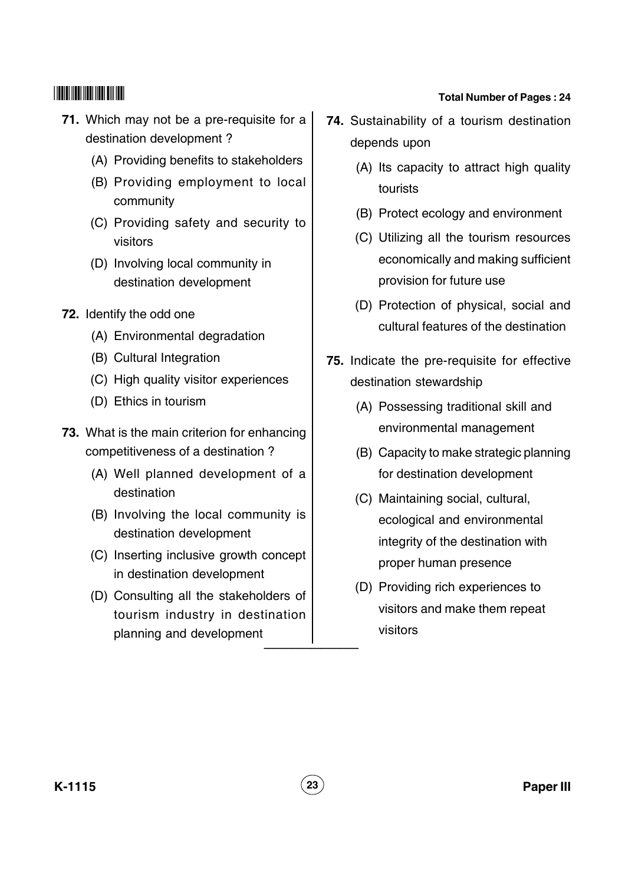71. Which may not be a pre-requisite for a destination development ?
    - (A) Providing benefits to stakeholders
    - (B) Providing employment to local community
    - (C) Providing safety and security to visitors
    - (D) Involving local community in destination development

72. Identify the odd one
    - (A) Environmental degradation
    - (B) Cultural Integration
    - (C) High quality visitor experiences
    - (D) Ethics in tourism

73. What is the main criterion for enhancing competitiveness of a destination ?
    - (A) Well planned development of a destination
    - (B) Involving the local community is destination development
    - (C) Inserting inclusive growth concept in destination development
    - (D) Consulting all the stakeholders of tourism industry in destination planning and development

74. Sustainability of a tourism destination depends upon
    - (A) Its capacity to attract high quality tourists
    - (B) Protect ecology and environment
    - (C) Utilizing all the tourism resources economically and making sufficient provision for future use
    - (D) Protection of physical, social and cultural features of the destination

75. Indicate the pre-requisite for effective destination stewardship
    - (A) Possessing traditional skill and environmental management
    - (B) Capacity to make strategic planning for destination development
    - (C) Maintaining social, cultural, ecological and environmental integrity of the destination with proper human presence
    - (D) Providing rich experiences to visitors and make them repeat visitors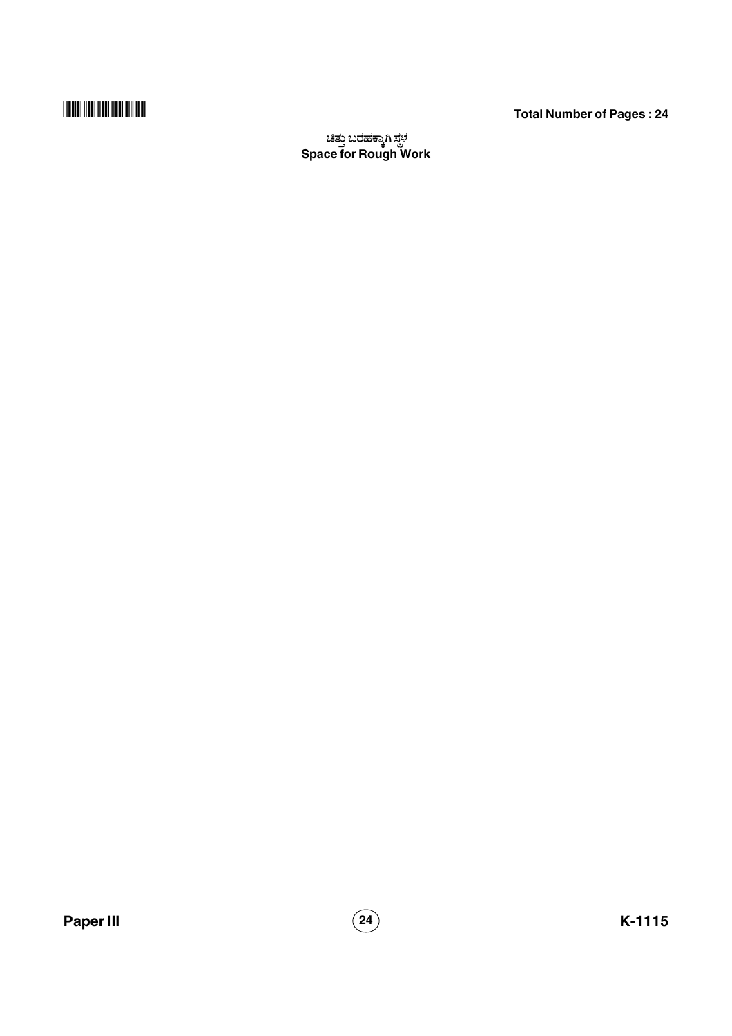ಚಿತ್ತು ಬರಹಕ್ಕಾಗಿ ಸ್ಥಳ
Space for Rough Work